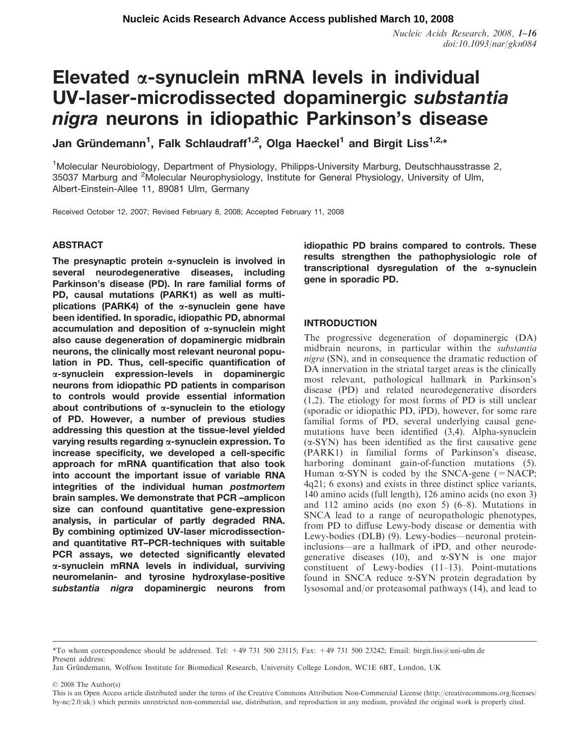# Elevated α-synuclein mRNA levels in individual UV-laser-microdissected dopaminergic *substantia nigra* neurons in idiopathic Parkinson's disease

Jan Gründemann[1], Falk Schlaudraff[1,2], Olga Haeckel[1] and Birgit Liss[1,2,*]

[1]Molecular Neurobiology, Department of Physiology, Philipps-University Marburg, Deutschhausstrasse 2, 35037 Marburg and [2]Molecular Neurophysiology, Institute for General Physiology, University of Ulm, Albert-Einstein-Allee 11, 89081 Ulm, Germany

Received October 12, 2007; Revised February 8, 2008; Accepted February 11, 2008

## ABSTRACT

**The presynaptic protein α-synuclein is involved in several neurodegenerative diseases, including Parkinson's disease (PD). In rare familial forms of PD, causal mutations (PARK1) as well as multiplications (PARK4) of the α-synuclein gene have been identified. In sporadic, idiopathic PD, abnormal accumulation and deposition of α-synuclein might also cause degeneration of dopaminergic midbrain neurons, the clinically most relevant neuronal population in PD. Thus, cell-specific quantification of α-synuclein expression-levels in dopaminergic neurons from idiopathic PD patients in comparison to controls would provide essential information about contributions of α-synuclein to the etiology of PD. However, a number of previous studies addressing this question at the tissue-level yielded varying results regarding α-synuclein expression. To increase specificity, we developed a cell-specific approach for mRNA quantification that also took into account the important issue of variable RNA integrities of the individual human *postmortem* brain samples. We demonstrate that PCR –amplicon size can confound quantitative gene-expression analysis, in particular of partly degraded RNA. By combining optimized UV-laser microdissection- and quantitative RT–PCR-techniques with suitable PCR assays, we detected significantly elevated α-synuclein mRNA levels in individual, surviving neuromelanin- and tyrosine hydroxylase-positive *substantia nigra* dopaminergic neurons from idiopathic PD brains compared to controls. These results strengthen the pathophysiologic role of transcriptional dysregulation of the α-synuclein gene in sporadic PD.**

## INTRODUCTION

The progressive degeneration of dopaminergic (DA) midbrain neurons, in particular within the *substantia nigra* (SN), and in consequence the dramatic reduction of DA innervation in the striatal target areas is the clinically most relevant, pathological hallmark in Parkinson's disease (PD) and related neurodegenerative disorders (1,2). The etiology for most forms of PD is still unclear (sporadic or idiopathic PD, iPD), however, for some rare familial forms of PD, several underlying causal gene-mutations have been identified (3,4). Alpha-synuclein (α-SYN) has been identified as the first causative gene (PARK1) in familial forms of Parkinson's disease, harboring dominant gain-of-function mutations (5). Human α-SYN is coded by the SNCA-gene (= NACP; 4q21; 6 exons) and exists in three distinct splice variants, 140 amino acids (full length), 126 amino acids (no exon 3) and 112 amino acids (no exon 5) (6–8). Mutations in SNCA lead to a range of neuropathologic phenotypes, from PD to diffuse Lewy-body disease or dementia with Lewy-bodies (DLB) (9). Lewy-bodies—neuronal protein-inclusions—are a hallmark of iPD, and other neurodegenerative diseases (10), and α-SYN is one major constituent of Lewy-bodies (11–13). Point-mutations found in SNCA reduce α-SYN protein degradation by lysosomal and/or proteasomal pathways (14), and lead to

*To whom correspondence should be addressed. Tel: +49 731 500 23115; Fax: +49 731 500 23242; Email: birgit.liss@uni-ulm.de
Present address:
Jan Gründemann, Wolfson Institute for Biomedical Research, University College London, WC1E 6BT, London, UK

© 2008 The Author(s)
This is an Open Access article distributed under the terms of the Creative Commons Attribution Non-Commercial License (http://creativecommons.org/licenses/by-nc/2.0/uk/) which permits unrestricted non-commercial use, distribution, and reproduction in any medium, provided the original work is properly cited.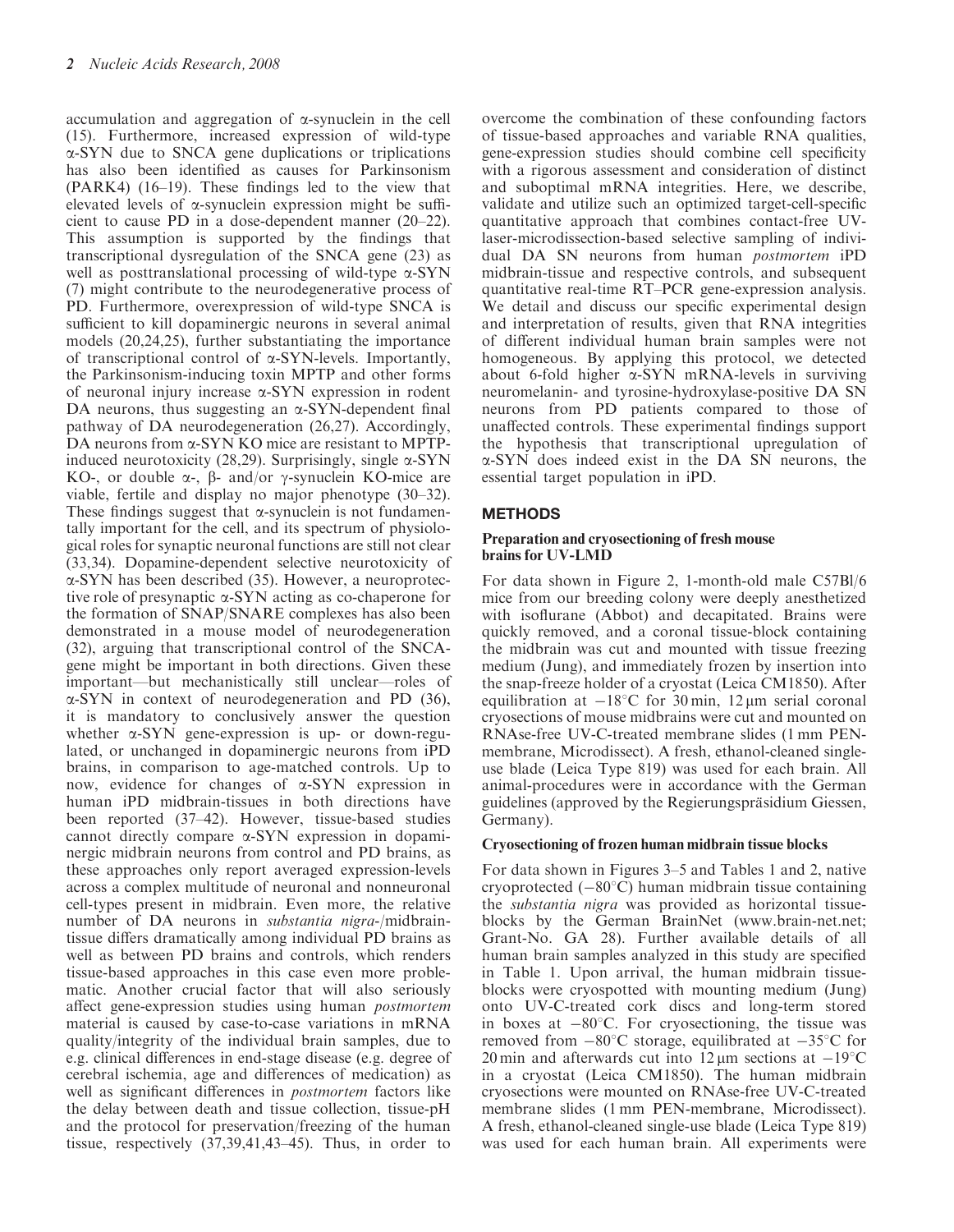accumulation and aggregation of α-synuclein in the cell (15). Furthermore, increased expression of wild-type α-SYN due to SNCA gene duplications or triplications has also been identified as causes for Parkinsonism (PARK4) (16–19). These findings led to the view that elevated levels of α-synuclein expression might be sufficient to cause PD in a dose-dependent manner (20–22). This assumption is supported by the findings that transcriptional dysregulation of the SNCA gene (23) as well as posttranslational processing of wild-type α-SYN (7) might contribute to the neurodegenerative process of PD. Furthermore, overexpression of wild-type SNCA is sufficient to kill dopaminergic neurons in several animal models (20,24,25), further substantiating the importance of transcriptional control of α-SYN-levels. Importantly, the Parkinsonism-inducing toxin MPTP and other forms of neuronal injury increase α-SYN expression in rodent DA neurons, thus suggesting an α-SYN-dependent final pathway of DA neurodegeneration (26,27). Accordingly, DA neurons from α-SYN KO mice are resistant to MPTP-induced neurotoxicity (28,29). Surprisingly, single α-SYN KO-, or double α-, β- and/or γ-synuclein KO-mice are viable, fertile and display no major phenotype (30–32). These findings suggest that α-synuclein is not fundamentally important for the cell, and its spectrum of physiological roles for synaptic neuronal functions are still not clear (33,34). Dopamine-dependent selective neurotoxicity of α-SYN has been described (35). However, a neuroprotective role of presynaptic α-SYN acting as co-chaperone for the formation of SNAP/SNARE complexes has also been demonstrated in a mouse model of neurodegeneration (32), arguing that transcriptional control of the SNCA-gene might be important in both directions. Given these important—but mechanistically still unclear—roles of α-SYN in context of neurodegeneration and PD (36), it is mandatory to conclusively answer the question whether α-SYN gene-expression is up- or down-regulated, or unchanged in dopaminergic neurons from iPD brains, in comparison to age-matched controls. Up to now, evidence for changes of α-SYN expression in human iPD midbrain-tissues in both directions have been reported (37–42). However, tissue-based studies cannot directly compare α-SYN expression in dopaminergic midbrain neurons from control and PD brains, as these approaches only report averaged expression-levels across a complex multitude of neuronal and nonneuronal cell-types present in midbrain. Even more, the relative number of DA neurons in *substantia nigra*-/midbrain-tissue differs dramatically among individual PD brains as well as between PD brains and controls, which renders tissue-based approaches in this case even more problematic. Another crucial factor that will also seriously affect gene-expression studies using human *postmortem* material is caused by case-to-case variations in mRNA quality/integrity of the individual brain samples, due to e.g. clinical differences in end-stage disease (e.g. degree of cerebral ischemia, age and differences of medication) as well as significant differences in *postmortem* factors like the delay between death and tissue collection, tissue-pH and the protocol for preservation/freezing of the human tissue, respectively (37,39,41,43–45). Thus, in order to overcome the combination of these confounding factors of tissue-based approaches and variable RNA qualities, gene-expression studies should combine cell specificity with a rigorous assessment and consideration of distinct and suboptimal mRNA integrities. Here, we describe, validate and utilize such an optimized target-cell-specific quantitative approach that combines contact-free UV-laser-microdissection-based selective sampling of individual DA SN neurons from human *postmortem* iPD midbrain-tissue and respective controls, and subsequent quantitative real-time RT–PCR gene-expression analysis. We detail and discuss our specific experimental design and interpretation of results, given that RNA integrities of different individual human brain samples were not homogeneous. By applying this protocol, we detected about 6-fold higher α-SYN mRNA-levels in surviving neuromelanin- and tyrosine-hydroxylase-positive DA SN neurons from PD patients compared to those of unaffected controls. These experimental findings support the hypothesis that transcriptional upregulation of α-SYN does indeed exist in the DA SN neurons, the essential target population in iPD.

## METHODS

### Preparation and cryosectioning of fresh mouse brains for UV-LMD

For data shown in Figure 2, 1-month-old male C57Bl/6 mice from our breeding colony were deeply anesthetized with isoflurane (Abbot) and decapitated. Brains were quickly removed, and a coronal tissue-block containing the midbrain was cut and mounted with tissue freezing medium (Jung), and immediately frozen by insertion into the snap-freeze holder of a cryostat (Leica CM1850). After equilibration at −18°C for 30 min, 12 μm serial coronal cryosections of mouse midbrains were cut and mounted on RNAse-free UV-C-treated membrane slides (1 mm PEN-membrane, Microdissect). A fresh, ethanol-cleaned single-use blade (Leica Type 819) was used for each brain. All animal-procedures were in accordance with the German guidelines (approved by the Regierungspräsidium Giessen, Germany).

### Cryosectioning of frozen human midbrain tissue blocks

For data shown in Figures 3–5 and Tables 1 and 2, native cryoprotected (−80°C) human midbrain tissue containing the *substantia nigra* was provided as horizontal tissue-blocks by the German BrainNet (www.brain-net.net; Grant-No. GA 28). Further available details of all human brain samples analyzed in this study are specified in Table 1. Upon arrival, the human midbrain tissue-blocks were cryospotted with mounting medium (Jung) onto UV-C-treated cork discs and long-term stored in boxes at −80°C. For cryosectioning, the tissue was removed from −80°C storage, equilibrated at −35°C for 20 min and afterwards cut into 12 μm sections at −19°C in a cryostat (Leica CM1850). The human midbrain cryosections were mounted on RNAse-free UV-C-treated membrane slides (1 mm PEN-membrane, Microdissect). A fresh, ethanol-cleaned single-use blade (Leica Type 819) was used for each human brain. All experiments were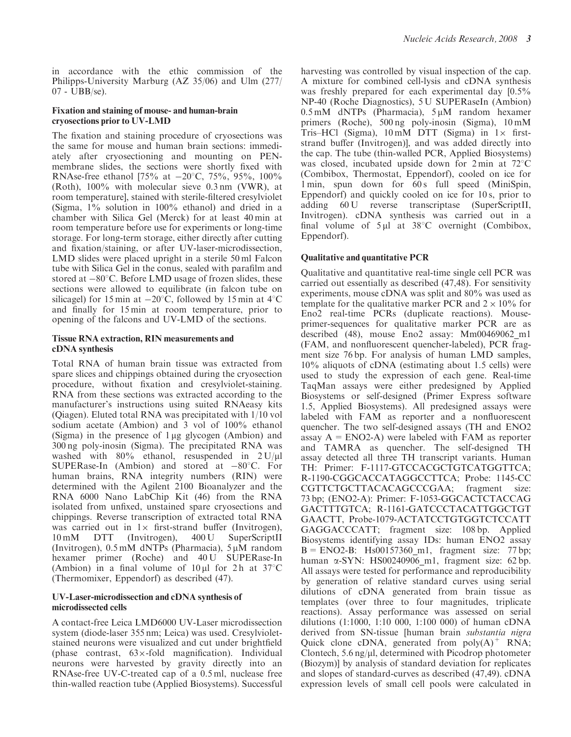in accordance with the ethic commission of the Philipps-University Marburg (AZ 35/06) and Ulm (277/07 - UBB/se).

### Fixation and staining of mouse- and human-brain cryosections prior to UV-LMD

The fixation and staining procedure of cryosections was the same for mouse and human brain sections: immediately after cryosectioning and mounting on PEN-membrane slides, the sections were shortly fixed with RNAse-free ethanol [75% at −20°C, 75%, 95%, 100% (Roth), 100% with molecular sieve 0.3 nm (VWR), at room temperature], stained with sterile-filtered cresylviolet (Sigma, 1% solution in 100% ethanol) and dried in a chamber with Silica Gel (Merck) for at least 40 min at room temperature before use for experiments or long-time storage. For long-term storage, either directly after cutting and fixation/staining, or after UV-laser-microdissection, LMD slides were placed upright in a sterile 50 ml Falcon tube with Silica Gel in the conus, sealed with parafilm and stored at −80°C. Before LMD usage of frozen slides, these sections were allowed to equilibrate (in falcon tube on silicagel) for 15 min at −20°C, followed by 15 min at 4°C and finally for 15 min at room temperature, prior to opening of the falcons and UV-LMD of the sections.

### Tissue RNA extraction, RIN measurements and cDNA synthesis

Total RNA of human brain tissue was extracted from spare slices and chippings obtained during the cryosection procedure, without fixation and cresylviolet-staining. RNA from these sections was extracted according to the manufacturer's instructions using suited RNAeasy kits (Qiagen). Eluted total RNA was precipitated with 1/10 vol sodium acetate (Ambion) and 3 vol of 100% ethanol (Sigma) in the presence of 1 µg glycogen (Ambion) and 300 ng poly-inosin (Sigma). The precipitated RNA was washed with 80% ethanol, resuspended in 2 U/µl SUPERase-In (Ambion) and stored at −80°C. For human brains, RNA integrity numbers (RIN) were determined with the Agilent 2100 Bioanalyzer and the RNA 6000 Nano LabChip Kit (46) from the RNA isolated from unfixed, unstained spare cryosections and chippings. Reverse transcription of extracted total RNA was carried out in 1× first-strand buffer (Invitrogen), 10 mM DTT (Invitrogen), 400 U SuperScriptII (Invitrogen), 0.5 mM dNTPs (Pharmacia), 5 µM random hexamer primer (Roche) and 40 U SUPERase-In (Ambion) in a final volume of 10 µl for 2 h at 37°C (Thermomixer, Eppendorf) as described (47).

### UV-Laser-microdissection and cDNA synthesis of microdissected cells

A contact-free Leica LMD6000 UV-Laser microdissection system (diode-laser 355 nm; Leica) was used. Cresylviolet-stained neurons were visualized and cut under brightfield (phase contrast, 63×-fold magnification). Individual neurons were harvested by gravity directly into an RNAse-free UV-C-treated cap of a 0.5 ml, nuclease free thin-walled reaction tube (Applied Biosystems). Successful harvesting was controlled by visual inspection of the cap. A mixture for combined cell-lysis and cDNA synthesis was freshly prepared for each experimental day [0.5% NP-40 (Roche Diagnostics), 5 U SUPERaseIn (Ambion) 0.5 mM dNTPs (Pharmacia), 5 µM random hexamer primers (Roche), 500 ng poly-inosin (Sigma), 10 mM Tris–HCl (Sigma), 10 mM DTT (Sigma) in 1× first-strand buffer (Invitrogen)], and was added directly into the cap. The tube (thin-walled PCR, Applied Biosystems) was closed, incubated upside down for 2 min at 72°C (Combibox, Thermostat, Eppendorf), cooled on ice for 1 min, spun down for 60 s full speed (MiniSpin, Eppendorf) and quickly cooled on ice for 10 s, prior to adding 60 U reverse transcriptase (SuperScriptII, Invitrogen). cDNA synthesis was carried out in a final volume of 5 µl at 38°C overnight (Combibox, Eppendorf).

### Qualitative and quantitative PCR

Qualitative and quantitative real-time single cell PCR was carried out essentially as described (47,48). For sensitivity experiments, mouse cDNA was split and 80% was used as template for the qualitative marker PCR and 2 × 10% for Eno2 real-time PCRs (duplicate reactions). Mouse-primer-sequences for qualitative marker PCR are as described (48), mouse Eno2 assay: Mm00469062_m1 (FAM, and nonfluorescent quencher-labeled), PCR fragment size 76 bp. For analysis of human LMD samples, 10% aliquots of cDNA (estimating about 1.5 cells) were used to study the expression of each gene. Real-time TaqMan assays were either predesigned by Applied Biosystems or self-designed (Primer Express software 1.5, Applied Biosystems). All predesigned assays were labeled with FAM as reporter and a nonfluorescent quencher. The two self-designed assays (TH and ENO2 assay A = ENO2-A) were labeled with FAM as reporter and TAMRA as quencher. The self-designed TH assay detected all three TH transcript variants. Human TH: Primer: F-1117-GTCCACGCTGTCATGGTTCA; R-1190-CGGCACCATAGGCCTTCA; Probe: 1145-CCCGTTCTGCTTACACAGCCCGAA; fragment size: 73 bp; (ENO2-A): Primer: F-1053-GGCACTCTACCAGGACTTTGTCA; R-1161-GATCCCTACATTGGCTGTGAACTT, Probe-1079-ACTATCCTGTGGTCTCCATTGAGGACCCATT; fragment size: 108 bp. Applied Biosystems identifying assay IDs: human ENO2 assay B = ENO2-B: Hs00157360_m1, fragment size: 77 bp; human α-SYN: HS00240906_m1, fragment size: 62 bp. All assays were tested for performance and reproducibility by generation of relative standard curves using serial dilutions of cDNA generated from brain tissue as templates (over three to four magnitudes, triplicate reactions). Assay performance was assessed on serial dilutions (1:1000, 1:10 000, 1:100 000) of human cDNA derived from SN-tissue [human brain *substantia nigra* Quick clone cDNA, generated from poly$(A)^+$ RNA; Clontech, 5.6 ng/µl, determined with Picodrop photometer (Biozym)] by analysis of standard deviation for replicates and slopes of standard-curves as described (47,49). cDNA expression levels of small cell pools were calculated in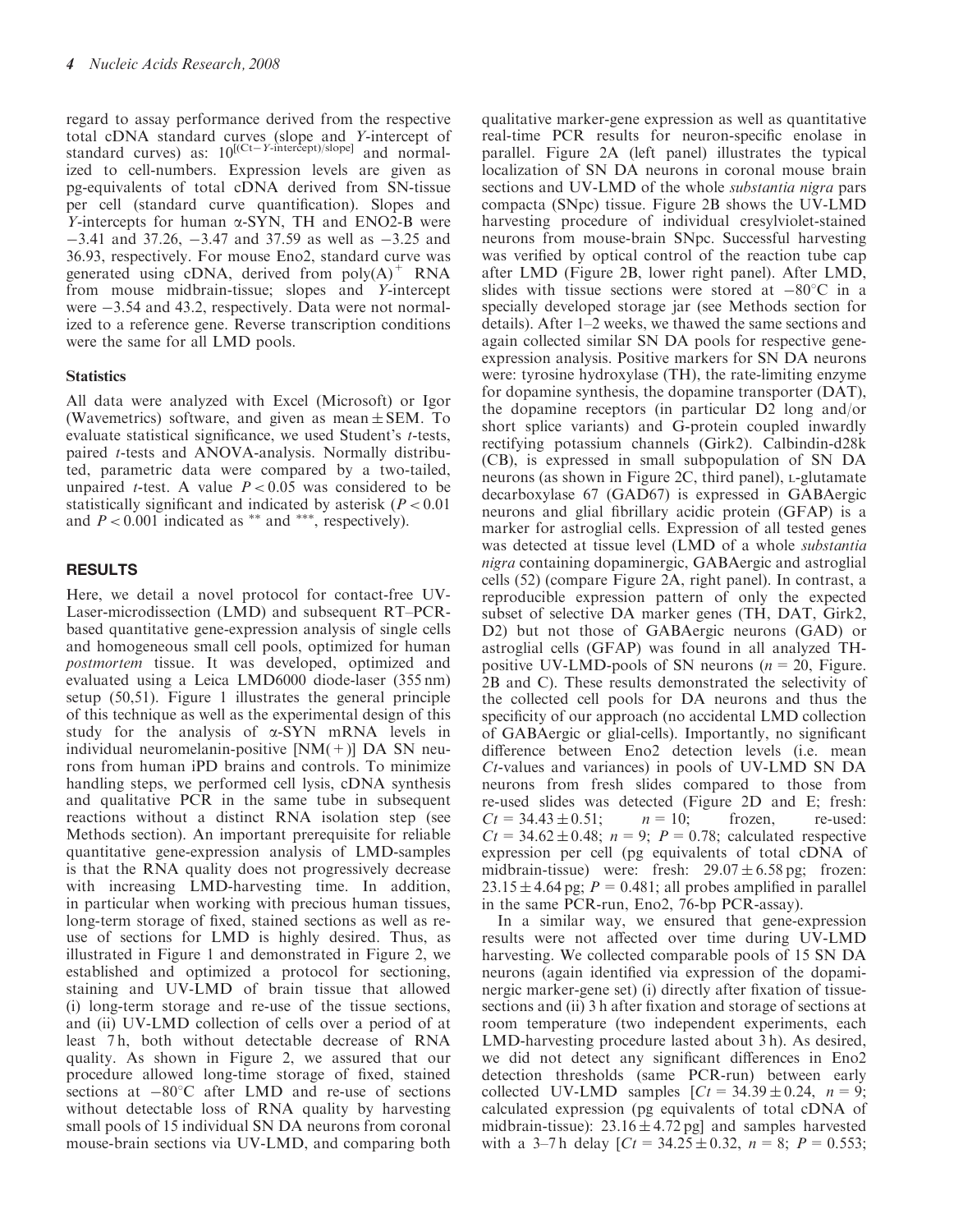regard to assay performance derived from the respective total cDNA standard curves (slope and Y-intercept of standard curves) as: $10^{[(Ct-Y\text{-intercept})/\text{slope}]}$ and normalized to cell-numbers. Expression levels are given as pg-equivalents of total cDNA derived from SN-tissue per cell (standard curve quantification). Slopes and Y-intercepts for human α-SYN, TH and ENO2-B were −3.41 and 37.26, −3.47 and 37.59 as well as −3.25 and 36.93, respectively. For mouse Eno2, standard curve was generated using cDNA, derived from $\text{poly(A)}^+$ RNA from mouse midbrain-tissue; slopes and Y-intercept were −3.54 and 43.2, respectively. Data were not normalized to a reference gene. Reverse transcription conditions were the same for all LMD pools.

### Statistics

All data were analyzed with Excel (Microsoft) or Igor (Wavemetrics) software, and given as mean ± SEM. To evaluate statistical significance, we used Student's *t*-tests, paired *t*-tests and ANOVA-analysis. Normally distributed, parametric data were compared by a two-tailed, unpaired *t*-test. A value $P < 0.05$ was considered to be statistically significant and indicated by asterisk ($P < 0.01$ and $P < 0.001$ indicated as ** and ***, respectively).

## RESULTS

Here, we detail a novel protocol for contact-free UV-Laser-microdissection (LMD) and subsequent RT–PCR-based quantitative gene-expression analysis of single cells and homogeneous small cell pools, optimized for human *postmortem* tissue. It was developed, optimized and evaluated using a Leica LMD6000 diode-laser (355 nm) setup (50,51). Figure 1 illustrates the general principle of this technique as well as the experimental design of this study for the analysis of α-SYN mRNA levels in individual neuromelanin-positive [NM(+)] DA SN neurons from human iPD brains and controls. To minimize handling steps, we performed cell lysis, cDNA synthesis and qualitative PCR in the same tube in subsequent reactions without a distinct RNA isolation step (see Methods section). An important prerequisite for reliable quantitative gene-expression analysis of LMD-samples is that the RNA quality does not progressively decrease with increasing LMD-harvesting time. In addition, in particular when working with precious human tissues, long-term storage of fixed, stained sections as well as re-use of sections for LMD is highly desired. Thus, as illustrated in Figure 1 and demonstrated in Figure 2, we established and optimized a protocol for sectioning, staining and UV-LMD of brain tissue that allowed (i) long-term storage and re-use of the tissue sections, and (ii) UV-LMD collection of cells over a period of at least 7 h, both without detectable decrease of RNA quality. As shown in Figure 2, we assured that our procedure allowed long-time storage of fixed, stained sections at −80°C after LMD and re-use of sections without detectable loss of RNA quality by harvesting small pools of 15 individual SN DA neurons from coronal mouse-brain sections via UV-LMD, and comparing both qualitative marker-gene expression as well as quantitative real-time PCR results for neuron-specific enolase in parallel. Figure 2A (left panel) illustrates the typical localization of SN DA neurons in coronal mouse brain sections and UV-LMD of the whole *substantia nigra* pars compacta (SNpc) tissue. Figure 2B shows the UV-LMD harvesting procedure of individual cresylviolet-stained neurons from mouse-brain SNpc. Successful harvesting was verified by optical control of the reaction tube cap after LMD (Figure 2B, lower right panel). After LMD, slides with tissue sections were stored at −80°C in a specially developed storage jar (see Methods section for details). After 1–2 weeks, we thawed the same sections and again collected similar SN DA pools for respective gene-expression analysis. Positive markers for SN DA neurons were: tyrosine hydroxylase (TH), the rate-limiting enzyme for dopamine synthesis, the dopamine transporter (DAT), the dopamine receptors (in particular D2 long and/or short splice variants) and G-protein coupled inwardly rectifying potassium channels (Girk2). Calbindin-d28k (CB), is expressed in small subpopulation of SN DA neurons (as shown in Figure 2C, third panel), L-glutamate decarboxylase 67 (GAD67) is expressed in GABAergic neurons and glial fibrillary acidic protein (GFAP) is a marker for astroglial cells. Expression of all tested genes was detected at tissue level (LMD of a whole *substantia nigra* containing dopaminergic, GABAergic and astroglial cells (52) (compare Figure 2A, right panel). In contrast, a reproducible expression pattern of only the expected subset of selective DA marker genes (TH, DAT, Girk2, D2) but not those of GABAergic neurons (GAD) or astroglial cells (GFAP) was found in all analyzed TH-positive UV-LMD-pools of SN neurons ($n = 20$, Figure. 2B and C). These results demonstrated the selectivity of the collected cell pools for DA neurons and thus the specificity of our approach (no accidental LMD collection of GABAergic or glial-cells). Importantly, no significant difference between Eno2 detection levels (i.e. mean *Ct*-values and variances) in pools of UV-LMD SN DA neurons from fresh slides compared to those from re-used slides was detected (Figure 2D and E; fresh: $Ct = 34.43 \pm 0.51$; $n = 10$; frozen, re-used: $Ct = 34.62 \pm 0.48$; $n = 9$; $P = 0.78$; calculated respective expression per cell (pg equivalents of total cDNA of midbrain-tissue) were: fresh: 29.07 ± 6.58 pg; frozen: 23.15 ± 4.64 pg; $P = 0.481$; all probes amplified in parallel in the same PCR-run, Eno2, 76-bp PCR-assay).

In a similar way, we ensured that gene-expression results were not affected over time during UV-LMD harvesting. We collected comparable pools of 15 SN DA neurons (again identified via expression of the dopaminergic marker-gene set) (i) directly after fixation of tissue-sections and (ii) 3 h after fixation and storage of sections at room temperature (two independent experiments, each LMD-harvesting procedure lasted about 3 h). As desired, we did not detect any significant differences in Eno2 detection thresholds (same PCR-run) between early collected UV-LMD samples [$Ct = 34.39 \pm 0.24$, $n = 9$; calculated expression (pg equivalents of total cDNA of midbrain-tissue): 23.16 ± 4.72 pg] and samples harvested with a 3–7 h delay [$Ct = 34.25 \pm 0.32$, $n = 8$; $P = 0.553$;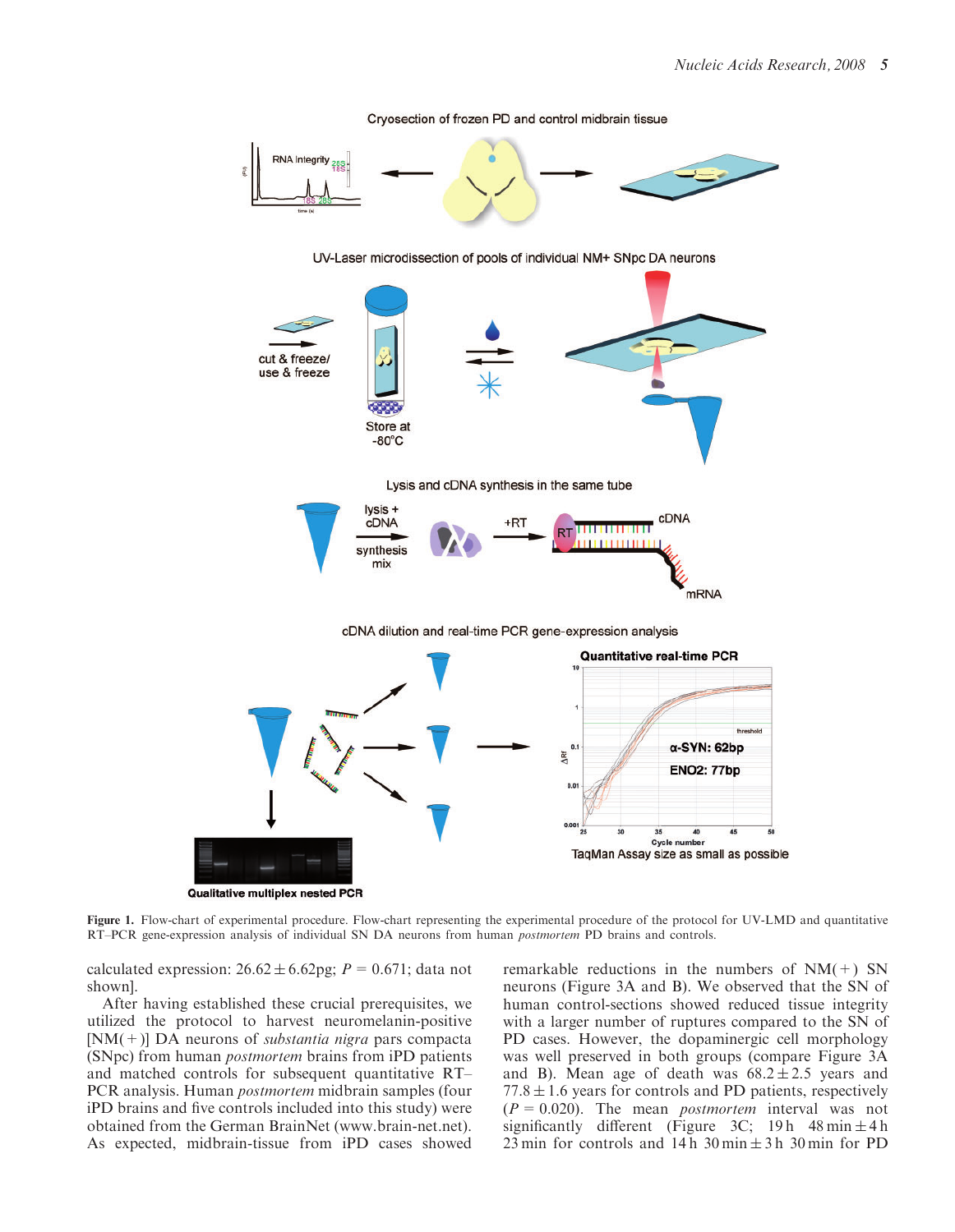Figure 1. Flow-chart of experimental procedure. Flow-chart representing the experimental procedure of the protocol for UV-LMD and quantitative RT–PCR gene-expression analysis of individual SN DA neurons from human *postmortem* PD brains and controls.

calculated expression: 26.62 ± 6.62pg; $P = 0.671$; data not shown].

After having established these crucial prerequisites, we utilized the protocol to harvest neuromelanin-positive [NM(+)] DA neurons of *substantia nigra* pars compacta (SNpc) from human *postmortem* brains from iPD patients and matched controls for subsequent quantitative RT–PCR analysis. Human *postmortem* midbrain samples (four iPD brains and five controls included into this study) were obtained from the German BrainNet (www.brain-net.net). As expected, midbrain-tissue from iPD cases showed remarkable reductions in the numbers of NM(+) SN neurons (Figure 3A and B). We observed that the SN of human control-sections showed reduced tissue integrity with a larger number of ruptures compared to the SN of PD cases. However, the dopaminergic cell morphology was well preserved in both groups (compare Figure 3A and B). Mean age of death was 68.2 ± 2.5 years and 77.8 ± 1.6 years for controls and PD patients, respectively ($P = 0.020$). The mean *postmortem* interval was not significantly different (Figure 3C; 19 h 48 min ± 4 h 23 min for controls and 14 h 30 min ± 3 h 30 min for PD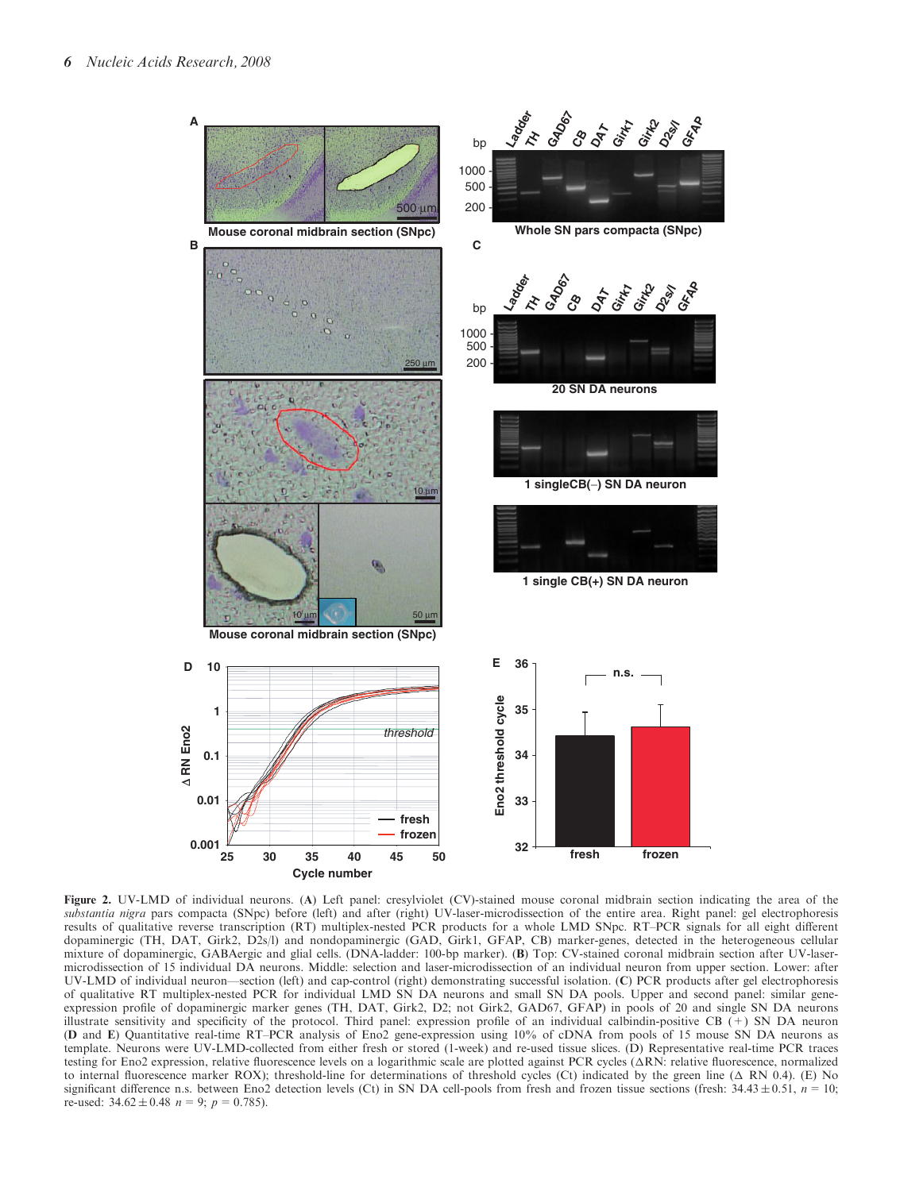**Figure 2.** UV-LMD of individual neurons. (**A**) Left panel: cresylviolet (CV)-stained mouse coronal midbrain section indicating the area of the *substantia nigra* pars compacta (SNpc) before (left) and after (right) UV-laser-microdissection of the entire area. Right panel: gel electrophoresis results of qualitative reverse transcription (RT) multiplex-nested PCR products for a whole LMD SNpc. RT–PCR signals for all eight different dopaminergic (TH, DAT, Girk2, D2s/l) and nondopaminergic (GAD, Girk1, GFAP, CB) marker-genes, detected in the heterogeneous cellular mixture of dopaminergic, GABAergic and glial cells. (DNA-ladder: 100-bp marker). (**B**) Top: CV-stained coronal midbrain section after UV-laser-microdissection of 15 individual DA neurons. Middle: selection and laser-microdissection of an individual neuron from upper section. Lower: after UV-LMD of individual neuron—section (left) and cap-control (right) demonstrating successful isolation. (**C**) PCR products after gel electrophoresis of qualitative RT multiplex-nested PCR for individual LMD SN DA neurons and small SN DA pools. Upper and second panel: similar gene-expression profile of dopaminergic marker genes (TH, DAT, Girk2, D2; not Girk2, GAD67, GFAP) in pools of 20 and single SN DA neurons illustrate sensitivity and specificity of the protocol. Third panel: expression profile of an individual calbindin-positive CB (+) SN DA neuron (**D** and **E**) Quantitative real-time RT–PCR analysis of Eno2 gene-expression using 10% of cDNA from pools of 15 mouse SN DA neurons as template. Neurons were UV-LMD-collected from either fresh or stored (1-week) and re-used tissue slices. (D) Representative real-time PCR traces testing for Eno2 expression, relative fluorescence levels on a logarithmic scale are plotted against PCR cycles (ΔRN: relative fluorescence, normalized to internal fluorescence marker ROX); threshold-line for determinations of threshold cycles (Ct) indicated by the green line (Δ RN 0.4). (E) No significant difference n.s. between Eno2 detection levels (Ct) in SN DA cell-pools from fresh and frozen tissue sections (fresh: $34.43 \pm 0.51$, $n = 10$; re-used: $34.62 \pm 0.48$ $n = 9$; $p = 0.785$).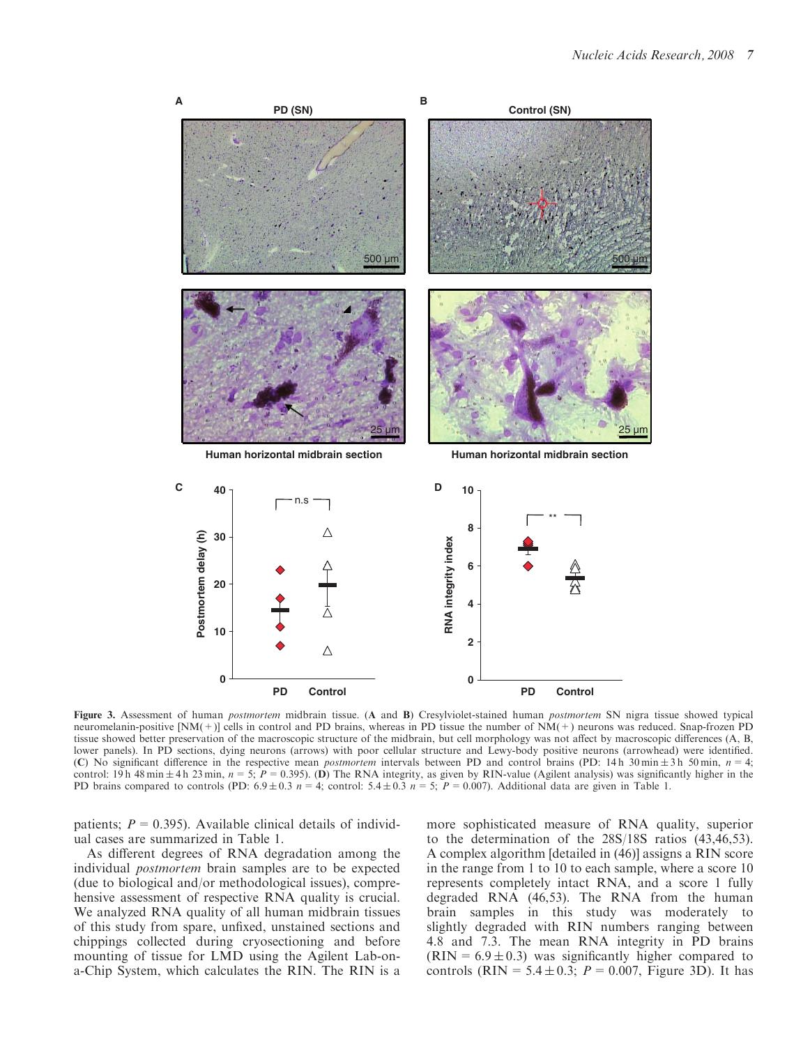Figure 3. Assessment of human *postmortem* midbrain tissue. (**A** and **B**) Cresylviolet-stained human *postmortem* SN nigra tissue showed typical neuromelanin-positive [NM(+)] cells in control and PD brains, whereas in PD tissue the number of NM(+) neurons was reduced. Snap-frozen PD tissue showed better preservation of the macroscopic structure of the midbrain, but cell morphology was not affect by macroscopic differences (A, B, lower panels). In PD sections, dying neurons (arrows) with poor cellular structure and Lewy-body positive neurons (arrowhead) were identified. (**C**) No significant difference in the respective mean *postmortem* intervals between PD and control brains (PD: 14 h 30 min ± 3 h 50 min, $n = 4$; control: 19 h 48 min ± 4 h 23 min, $n = 5$; $P = 0.395$). (**D**) The RNA integrity, as given by RIN-value (Agilent analysis) was significantly higher in the PD brains compared to controls (PD: $6.9 \pm 0.3$ $n = 4$; control: $5.4 \pm 0.3$ $n = 5$; $P = 0.007$). Additional data are given in Table 1.

patients; $P = 0.395$). Available clinical details of individual cases are summarized in Table 1.

As different degrees of RNA degradation among the individual *postmortem* brain samples are to be expected (due to biological and/or methodological issues), comprehensive assessment of respective RNA quality is crucial. We analyzed RNA quality of all human midbrain tissues of this study from spare, unfixed, unstained sections and chippings collected during cryosectioning and before mounting of tissue for LMD using the Agilent Lab-on-a-Chip System, which calculates the RIN. The RIN is a more sophisticated measure of RNA quality, superior to the determination of the 28S/18S ratios (43,46,53). A complex algorithm [detailed in (46)] assigns a RIN score in the range from 1 to 10 to each sample, where a score 10 represents completely intact RNA, and a score 1 fully degraded RNA (46,53). The RNA from the human brain samples in this study was moderately to slightly degraded with RIN numbers ranging between 4.8 and 7.3. The mean RNA integrity in PD brains ($\text{RIN} = 6.9 \pm 0.3$) was significantly higher compared to controls ($\text{RIN} = 5.4 \pm 0.3$; $P = 0.007$, Figure 3D). It has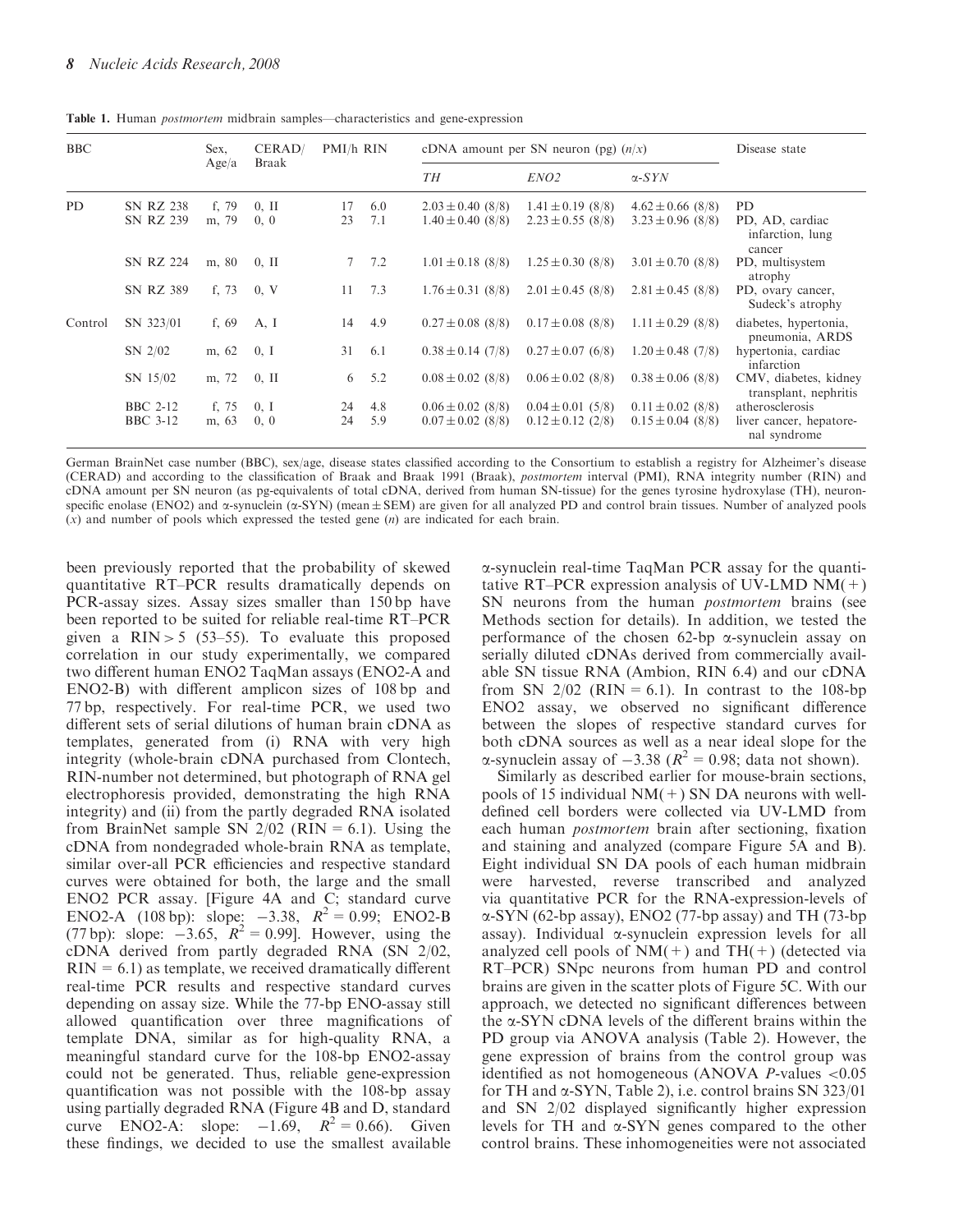**Table 1.** Human *postmortem* midbrain samples—characteristics and gene-expression

| BBC | | Sex, Age/a | CERAD/ Braak | PMI/h | RIN | cDNA amount per SN neuron (pg) (*n*/*x*) | | | Disease state |
|---|---|---|---|---|---|---|---|---|---|
| | | | | | | *TH* | *ENO2* | *α-SYN* | |
| PD | SN RZ 238 | f, 79 | 0, II | 17 | 6.0 | 2.03 ± 0.40 (8/8) | 1.41 ± 0.19 (8/8) | 4.62 ± 0.66 (8/8) | PD |
| | SN RZ 239 | m, 79 | 0, 0 | 23 | 7.1 | 1.40 ± 0.40 (8/8) | 2.23 ± 0.55 (8/8) | 3.23 ± 0.96 (8/8) | PD, AD, cardiac infarction, lung cancer |
| | SN RZ 224 | m, 80 | 0, II | 7 | 7.2 | 1.01 ± 0.18 (8/8) | 1.25 ± 0.30 (8/8) | 3.01 ± 0.70 (8/8) | PD, multisystem atrophy |
| | SN RZ 389 | f, 73 | 0, V | 11 | 7.3 | 1.76 ± 0.31 (8/8) | 2.01 ± 0.45 (8/8) | 2.81 ± 0.45 (8/8) | PD, ovary cancer, Sudeck's atrophy |
| Control | SN 323/01 | f, 69 | A, I | 14 | 4.9 | 0.27 ± 0.08 (8/8) | 0.17 ± 0.08 (8/8) | 1.11 ± 0.29 (8/8) | diabetes, hypertonia, pneumonia, ARDS |
| | SN 2/02 | m, 62 | 0, I | 31 | 6.1 | 0.38 ± 0.14 (7/8) | 0.27 ± 0.07 (6/8) | 1.20 ± 0.48 (7/8) | hypertonia, cardiac infarction |
| | SN 15/02 | m, 72 | 0, II | 6 | 5.2 | 0.08 ± 0.02 (8/8) | 0.06 ± 0.02 (8/8) | 0.38 ± 0.06 (8/8) | CMV, diabetes, kidney transplant, nephritis |
| | BBC 2-12 | f, 75 | 0, I | 24 | 4.8 | 0.06 ± 0.02 (8/8) | 0.04 ± 0.01 (5/8) | 0.11 ± 0.02 (8/8) | atherosclerosis |
| | BBC 3-12 | m, 63 | 0, 0 | 24 | 5.9 | 0.07 ± 0.02 (8/8) | 0.12 ± 0.12 (2/8) | 0.15 ± 0.04 (8/8) | liver cancer, hepatore-nal syndrome |

German BrainNet case number (BBC), sex/age, disease states classified according to the Consortium to establish a registry for Alzheimer's disease (CERAD) and according to the classification of Braak and Braak 1991 (Braak), *postmortem* interval (PMI), RNA integrity number (RIN) and cDNA amount per SN neuron (as pg-equivalents of total cDNA, derived from human SN-tissue) for the genes tyrosine hydroxylase (TH), neuron-specific enolase (ENO2) and α-synuclein (α-SYN) (mean ± SEM) are given for all analyzed PD and control brain tissues. Number of analyzed pools (*x*) and number of pools which expressed the tested gene (*n*) are indicated for each brain.

been previously reported that the probability of skewed quantitative RT–PCR results dramatically depends on PCR-assay sizes. Assay sizes smaller than 150 bp have been reported to be suited for reliable real-time RT–PCR given a RIN > 5 (53–55). To evaluate this proposed correlation in our study experimentally, we compared two different human ENO2 TaqMan assays (ENO2-A and ENO2-B) with different amplicon sizes of 108 bp and 77 bp, respectively. For real-time PCR, we used two different sets of serial dilutions of human brain cDNA as templates, generated from (i) RNA with very high integrity (whole-brain cDNA purchased from Clontech, RIN-number not determined, but photograph of RNA gel electrophoresis provided, demonstrating the high RNA integrity) and (ii) from the partly degraded RNA isolated from BrainNet sample SN 2/02 (RIN = 6.1). Using the cDNA from nondegraded whole-brain RNA as template, similar over-all PCR efficiencies and respective standard curves were obtained for both, the large and the small ENO2 PCR assay. [Figure 4A and C; standard curve ENO2-A (108 bp): slope: −3.38, $R^2 = 0.99$; ENO2-B (77 bp): slope: −3.65, $R^2 = 0.99$]. However, using the cDNA derived from partly degraded RNA (SN 2/02, RIN = 6.1) as template, we received dramatically different real-time PCR results and respective standard curves depending on assay size. While the 77-bp ENO-assay still allowed quantification over three magnifications of template DNA, similar as for high-quality RNA, a meaningful standard curve for the 108-bp ENO2-assay could not be generated. Thus, reliable gene-expression quantification was not possible with the 108-bp assay using partially degraded RNA (Figure 4B and D, standard curve ENO2-A: slope: −1.69, $R^2 = 0.66$). Given these findings, we decided to use the smallest available α-synuclein real-time TaqMan PCR assay for the quantitative RT–PCR expression analysis of UV-LMD NM(+) SN neurons from the human *postmortem* brains (see Methods section for details). In addition, we tested the performance of the chosen 62-bp α-synuclein assay on serially diluted cDNAs derived from commercially available SN tissue RNA (Ambion, RIN 6.4) and our cDNA from SN 2/02 (RIN = 6.1). In contrast to the 108-bp ENO2 assay, we observed no significant difference between the slopes of respective standard curves for both cDNA sources as well as a near ideal slope for the α-synuclein assay of −3.38 ($R^2 = 0.98$; data not shown).

Similarly as described earlier for mouse-brain sections, pools of 15 individual NM(+) SN DA neurons with well-defined cell borders were collected via UV-LMD from each human *postmortem* brain after sectioning, fixation and staining and analyzed (compare Figure 5A and B). Eight individual SN DA pools of each human midbrain were harvested, reverse transcribed and analyzed via quantitative PCR for the RNA-expression-levels of α-SYN (62-bp assay), ENO2 (77-bp assay) and TH (73-bp assay). Individual α-synuclein expression levels for all analyzed cell pools of NM(+) and TH(+) (detected via RT–PCR) SNpc neurons from human PD and control brains are given in the scatter plots of Figure 5C. With our approach, we detected no significant differences between the α-SYN cDNA levels of the different brains within the PD group via ANOVA analysis (Table 2). However, the gene expression of brains from the control group was identified as not homogeneous (ANOVA $P$-values <0.05 for TH and α-SYN, Table 2), i.e. control brains SN 323/01 and SN 2/02 displayed significantly higher expression levels for TH and α-SYN genes compared to the other control brains. These inhomogeneities were not associated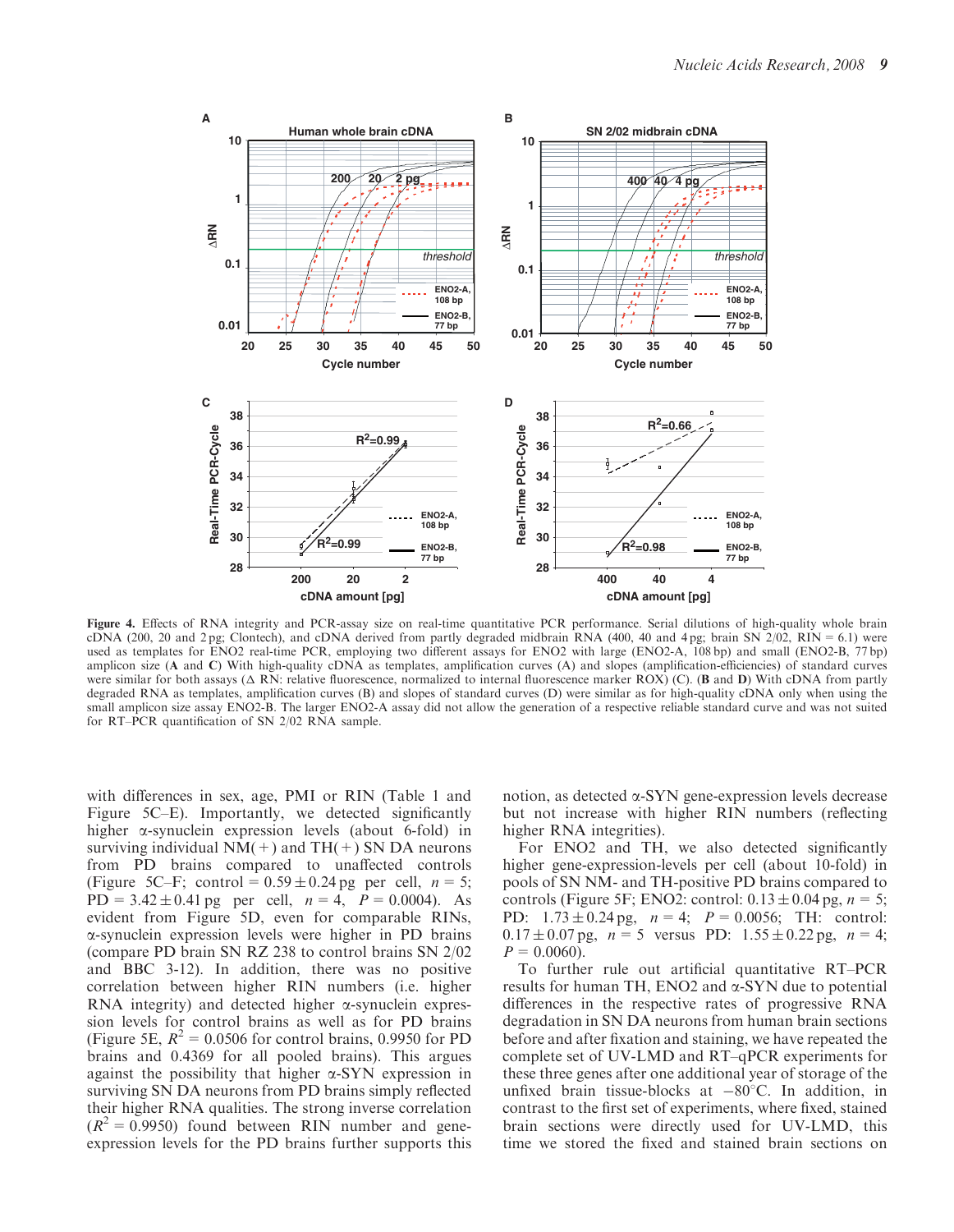**Figure 4.** Effects of RNA integrity and PCR-assay size on real-time quantitative PCR performance. Serial dilutions of high-quality whole brain cDNA (200, 20 and 2 pg; Clontech), and cDNA derived from partly degraded midbrain RNA (400, 40 and 4 pg; brain SN 2/02, RIN = 6.1) were used as templates for ENO2 real-time PCR, employing two different assays for ENO2 with large (ENO2-A, 108 bp) and small (ENO2-B, 77 bp) amplicon size (**A** and **C**) With high-quality cDNA as templates, amplification curves (A) and slopes (amplification-efficiencies) of standard curves were similar for both assays (Δ RN: relative fluorescence, normalized to internal fluorescence marker ROX) (C). (**B** and **D**) With cDNA from partly degraded RNA as templates, amplification curves (B) and slopes of standard curves (D) were similar as for high-quality cDNA only when using the small amplicon size assay ENO2-B. The larger ENO2-A assay did not allow the generation of a respective reliable standard curve and was not suited for RT–PCR quantification of SN 2/02 RNA sample.

with differences in sex, age, PMI or RIN (Table 1 and Figure 5C–E). Importantly, we detected significantly higher α-synuclein expression levels (about 6-fold) in surviving individual NM(+) and TH(+) SN DA neurons from PD brains compared to unaffected controls (Figure 5C–F; control = 0.59 ± 0.24 pg per cell, $n = 5$; PD = 3.42 ± 0.41 pg per cell, $n = 4$, $P = 0.0004$). As evident from Figure 5D, even for comparable RINs, α-synuclein expression levels were higher in PD brains (compare PD brain SN RZ 238 to control brains SN 2/02 and BBC 3-12). In addition, there was no positive correlation between higher RIN numbers (i.e. higher RNA integrity) and detected higher α-synuclein expression levels for control brains as well as for PD brains (Figure 5E, $R^2 = 0.0506$ for control brains, 0.9950 for PD brains and 0.4369 for all pooled brains). This argues against the possibility that higher α-SYN expression in surviving SN DA neurons from PD brains simply reflected their higher RNA qualities. The strong inverse correlation ($R^2 = 0.9950$) found between RIN number and gene-expression levels for the PD brains further supports this notion, as detected α-SYN gene-expression levels decrease but not increase with higher RIN numbers (reflecting higher RNA integrities).

For ENO2 and TH, we also detected significantly higher gene-expression-levels per cell (about 10-fold) in pools of SN NM- and TH-positive PD brains compared to controls (Figure 5F; ENO2: control: 0.13 ± 0.04 pg, $n = 5$; PD: 1.73 ± 0.24 pg, $n = 4$; $P = 0.0056$; TH: control: 0.17 ± 0.07 pg, $n = 5$ versus PD: 1.55 ± 0.22 pg, $n = 4$; $P = 0.0060$).

To further rule out artificial quantitative RT–PCR results for human TH, ENO2 and α-SYN due to potential differences in the respective rates of progressive RNA degradation in SN DA neurons from human brain sections before and after fixation and staining, we have repeated the complete set of UV-LMD and RT–qPCR experiments for these three genes after one additional year of storage of the unfixed brain tissue-blocks at −80°C. In addition, in contrast to the first set of experiments, where fixed, stained brain sections were directly used for UV-LMD, this time we stored the fixed and stained brain sections on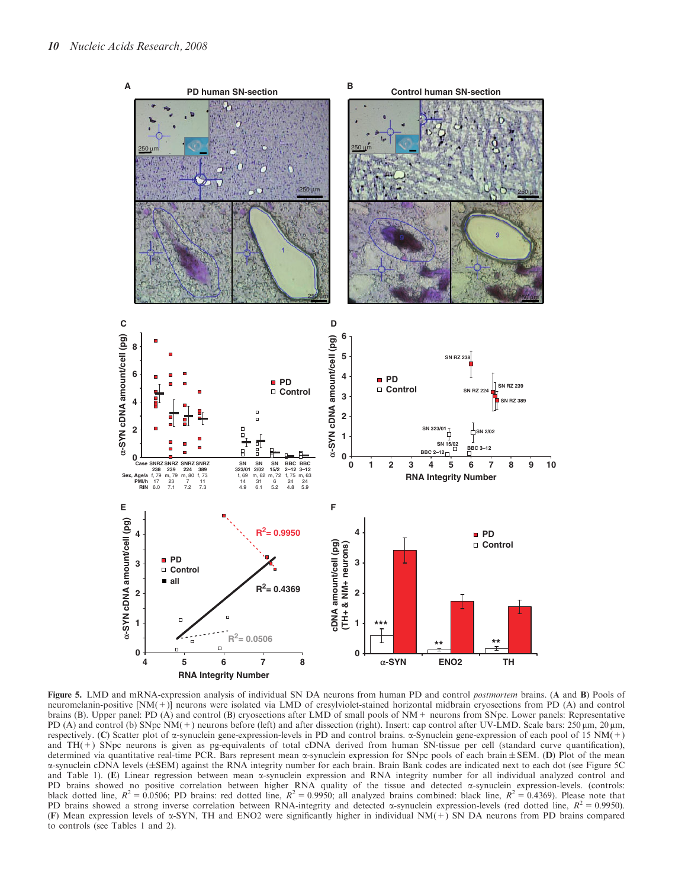**Figure 5.** LMD and mRNA-expression analysis of individual SN DA neurons from human PD and control *postmortem* brains. (**A** and **B**) Pools of neuromelanin-positive [NM(+)] neurons were isolated via LMD of cresylviolet-stained horizontal midbrain cryosections from PD (A) and control brains (B). Upper panel: PD (A) and control (B) cryosections after LMD of small pools of NM+ neurons from SNpc. Lower panels: Representative PD (A) and control (b) SNpc NM(+) neurons before (left) and after dissection (right). Insert: cap control after UV-LMD. Scale bars: 250 µm, 20 µm, respectively. (**C**) Scatter plot of α-synuclein gene-expression-levels in PD and control brains. α-Synuclein gene-expression of each pool of 15 NM(+) and TH(+) SNpc neurons is given as pg-equivalents of total cDNA derived from human SN-tissue per cell (standard curve quantification), determined via quantitative real-time PCR. Bars represent mean α-synuclein expression for SNpc pools of each brain ± SEM. (**D**) Plot of the mean α-synuclein cDNA levels (±SEM) against the RNA integrity number for each brain. Brain Bank codes are indicated next to each dot (see Figure 5C and Table 1). (**E**) Linear regression between mean α-synuclein expression and RNA integrity number for all individual analyzed control and PD brains showed no positive correlation between higher RNA quality of the tissue and detected α-synuclein expression-levels. (controls: black dotted line, $R^2 = 0.0506$; PD brains: red dotted line, $R^2 = 0.9950$; all analyzed brains combined: black line, $R^2 = 0.4369$). Please note that PD brains showed a strong inverse correlation between RNA-integrity and detected α-synuclein expression-levels (red dotted line, $R^2 = 0.9950$). (**F**) Mean expression levels of α-SYN, TH and ENO2 were significantly higher in individual NM(+) SN DA neurons from PD brains compared to controls (see Tables 1 and 2).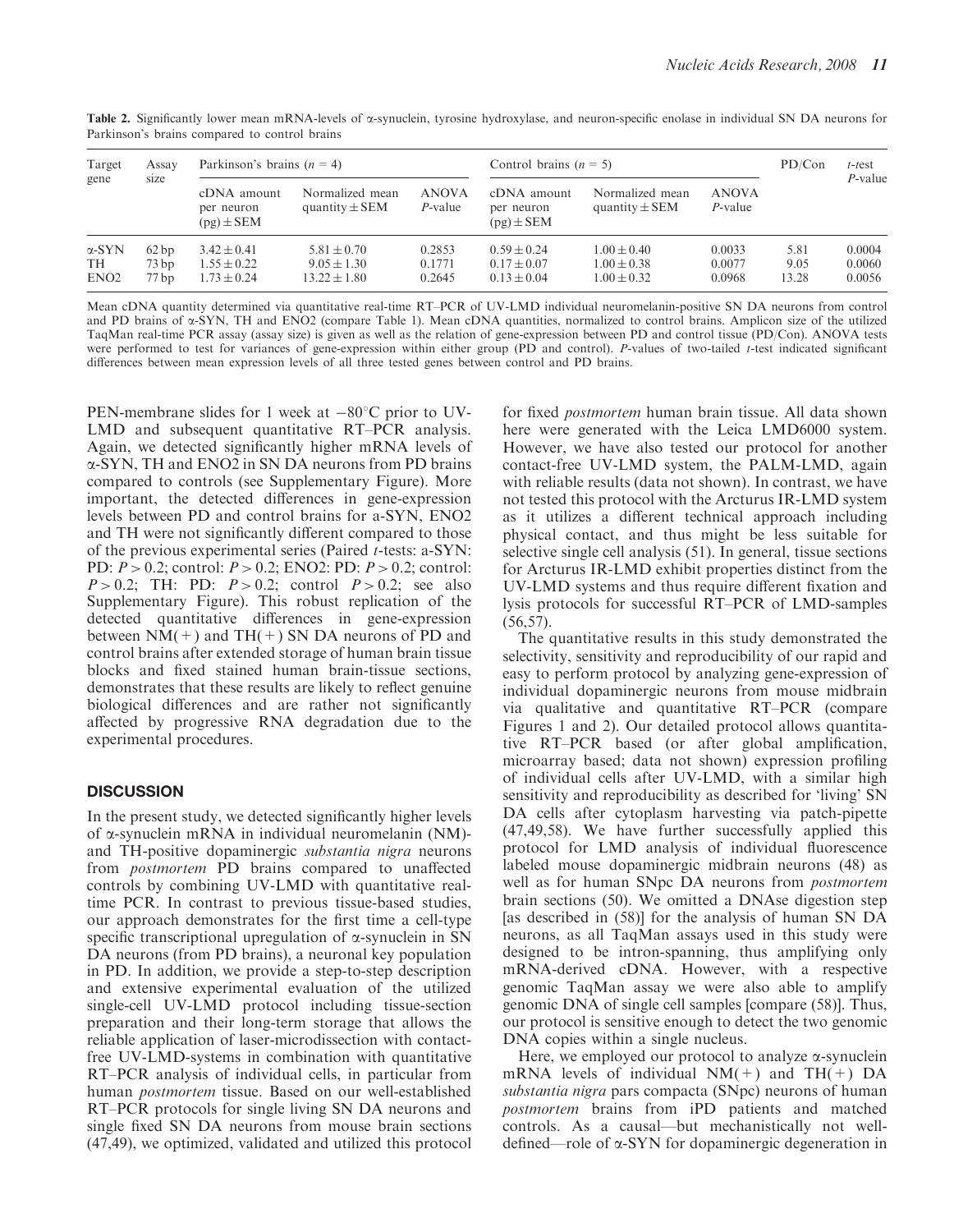**Table 2.** Significantly lower mean mRNA-levels of α-synuclein, tyrosine hydroxylase, and neuron-specific enolase in individual SN DA neurons for Parkinson's brains compared to control brains

| Target gene | Assay size | Parkinson's brains ($n = 4$) | | | Control brains ($n = 5$) | | | PD/Con | *t*-test *P*-value |
|---|---|---|---|---|---|---|---|---|---|
| | | cDNA amount per neuron (pg) ± SEM | Normalized mean quantity ± SEM | ANOVA *P*-value | cDNA amount per neuron (pg) ± SEM | Normalized mean quantity ± SEM | ANOVA *P*-value | | |
| α-SYN | 62 bp | 3.42 ± 0.41 | 5.81 ± 0.70 | 0.2853 | 0.59 ± 0.24 | 1.00 ± 0.40 | 0.0033 | 5.81 | 0.0004 |
| TH | 73 bp | 1.55 ± 0.22 | 9.05 ± 1.30 | 0.1771 | 0.17 ± 0.07 | 1.00 ± 0.38 | 0.0077 | 9.05 | 0.0060 |
| ENO2 | 77 bp | 1.73 ± 0.24 | 13.22 ± 1.80 | 0.2645 | 0.13 ± 0.04 | 1.00 ± 0.32 | 0.0968 | 13.28 | 0.0056 |

Mean cDNA quantity determined via quantitative real-time RT–PCR of UV-LMD individual neuromelanin-positive SN DA neurons from control and PD brains of α-SYN, TH and ENO2 (compare Table 1). Mean cDNA quantities, normalized to control brains. Amplicon size of the utilized TaqMan real-time PCR assay (assay size) is given as well as the relation of gene-expression between PD and control tissue (PD/Con). ANOVA tests were performed to test for variances of gene-expression within either group (PD and control). *P*-values of two-tailed *t*-test indicated significant differences between mean expression levels of all three tested genes between control and PD brains.

PEN-membrane slides for 1 week at −80°C prior to UV-LMD and subsequent quantitative RT–PCR analysis. Again, we detected significantly higher mRNA levels of α-SYN, TH and ENO2 in SN DA neurons from PD brains compared to controls (see Supplementary Figure). More important, the detected differences in gene-expression levels between PD and control brains for a-SYN, ENO2 and TH were not significantly different compared to those of the previous experimental series (Paired *t*-tests: a-SYN: PD: $P > 0.2$; control: $P > 0.2$; ENO2: PD: $P > 0.2$; control: $P > 0.2$; TH: PD: $P > 0.2$; control $P > 0.2$; see also Supplementary Figure). This robust replication of the detected quantitative differences in gene-expression between NM(+) and TH(+) SN DA neurons of PD and control brains after extended storage of human brain tissue blocks and fixed stained human brain-tissue sections, demonstrates that these results are likely to reflect genuine biological differences and are rather not significantly affected by progressive RNA degradation due to the experimental procedures.

## DISCUSSION

In the present study, we detected significantly higher levels of α-synuclein mRNA in individual neuromelanin (NM)- and TH-positive dopaminergic *substantia nigra* neurons from *postmortem* PD brains compared to unaffected controls by combining UV-LMD with quantitative real-time PCR. In contrast to previous tissue-based studies, our approach demonstrates for the first time a cell-type specific transcriptional upregulation of α-synuclein in SN DA neurons (from PD brains), a neuronal key population in PD. In addition, we provide a step-to-step description and extensive experimental evaluation of the utilized single-cell UV-LMD protocol including tissue-section preparation and their long-term storage that allows the reliable application of laser-microdissection with contact-free UV-LMD-systems in combination with quantitative RT–PCR analysis of individual cells, in particular from human *postmortem* tissue. Based on our well-established RT–PCR protocols for single living SN DA neurons and single fixed SN DA neurons from mouse brain sections (47,49), we optimized, validated and utilized this protocol for fixed *postmortem* human brain tissue. All data shown here were generated with the Leica LMD6000 system. However, we have also tested our protocol for another contact-free UV-LMD system, the PALM-LMD, again with reliable results (data not shown). In contrast, we have not tested this protocol with the Arcturus IR-LMD system as it utilizes a different technical approach including physical contact, and thus might be less suitable for selective single cell analysis (51). In general, tissue sections for Arcturus IR-LMD exhibit properties distinct from the UV-LMD systems and thus require different fixation and lysis protocols for successful RT–PCR of LMD-samples (56,57).

The quantitative results in this study demonstrated the selectivity, sensitivity and reproducibility of our rapid and easy to perform protocol by analyzing gene-expression of individual dopaminergic neurons from mouse midbrain via qualitative and quantitative RT–PCR (compare Figures 1 and 2). Our detailed protocol allows quantitative RT–PCR based (or after global amplification, microarray based; data not shown) expression profiling of individual cells after UV-LMD, with a similar high sensitivity and reproducibility as described for 'living' SN DA cells after cytoplasm harvesting via patch-pipette (47,49,58). We have further successfully applied this protocol for LMD analysis of individual fluorescence labeled mouse dopaminergic midbrain neurons (48) as well as for human SNpc DA neurons from *postmortem* brain sections (50). We omitted a DNAse digestion step [as described in (58)] for the analysis of human SN DA neurons, as all TaqMan assays used in this study were designed to be intron-spanning, thus amplifying only mRNA-derived cDNA. However, with a respective genomic TaqMan assay we were also able to amplify genomic DNA of single cell samples [compare (58)]. Thus, our protocol is sensitive enough to detect the two genomic DNA copies within a single nucleus.

Here, we employed our protocol to analyze α-synuclein mRNA levels of individual NM(+) and TH(+) DA *substantia nigra* pars compacta (SNpc) neurons of human *postmortem* brains from iPD patients and matched controls. As a causal—but mechanistically not well-defined—role of α-SYN for dopaminergic degeneration in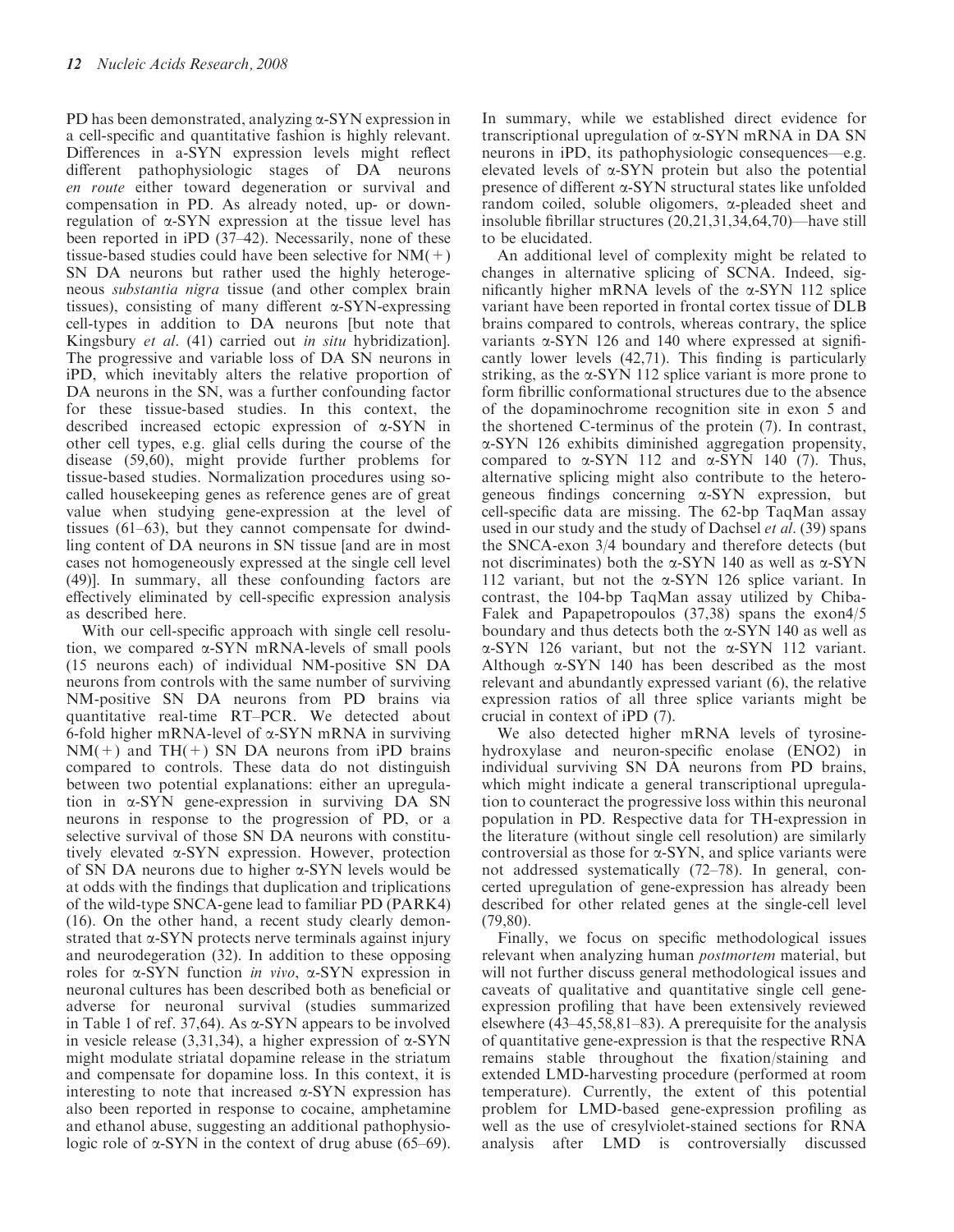PD has been demonstrated, analyzing α-SYN expression in a cell-specific and quantitative fashion is highly relevant. Differences in a-SYN expression levels might reflect different pathophysiologic stages of DA neurons *en route* either toward degeneration or survival and compensation in PD. As already noted, up- or down-regulation of α-SYN expression at the tissue level has been reported in iPD (37–42). Necessarily, none of these tissue-based studies could have been selective for NM(+) SN DA neurons but rather used the highly heterogeneous *substantia nigra* tissue (and other complex brain tissues), consisting of many different α-SYN-expressing cell-types in addition to DA neurons [but note that Kingsbury *et al*. (41) carried out *in situ* hybridization]. The progressive and variable loss of DA SN neurons in iPD, which inevitably alters the relative proportion of DA neurons in the SN, was a further confounding factor for these tissue-based studies. In this context, the described increased ectopic expression of α-SYN in other cell types, e.g. glial cells during the course of the disease (59,60), might provide further problems for tissue-based studies. Normalization procedures using so-called housekeeping genes as reference genes are of great value when studying gene-expression at the level of tissues (61–63), but they cannot compensate for dwindling content of DA neurons in SN tissue [and are in most cases not homogeneously expressed at the single cell level (49)]. In summary, all these confounding factors are effectively eliminated by cell-specific expression analysis as described here.

With our cell-specific approach with single cell resolution, we compared α-SYN mRNA-levels of small pools (15 neurons each) of individual NM-positive SN DA neurons from controls with the same number of surviving NM-positive SN DA neurons from PD brains via quantitative real-time RT–PCR. We detected about 6-fold higher mRNA-level of α-SYN mRNA in surviving NM(+) and TH(+) SN DA neurons from iPD brains compared to controls. These data do not distinguish between two potential explanations: either an upregulation in α-SYN gene-expression in surviving DA SN neurons in response to the progression of PD, or a selective survival of those SN DA neurons with constitutively elevated α-SYN expression. However, protection of SN DA neurons due to higher α-SYN levels would be at odds with the findings that duplication and triplications of the wild-type SNCA-gene lead to familiar PD (PARK4) (16). On the other hand, a recent study clearly demonstrated that α-SYN protects nerve terminals against injury and neurodegeneration (32). In addition to these opposing roles for α-SYN function *in vivo*, α-SYN expression in neuronal cultures has been described both as beneficial or adverse for neuronal survival (studies summarized in Table 1 of ref. 37,64). As α-SYN appears to be involved in vesicle release (3,31,34), a higher expression of α-SYN might modulate striatal dopamine release in the striatum and compensate for dopamine loss. In this context, it is interesting to note that increased α-SYN expression has also been reported in response to cocaine, amphetamine and ethanol abuse, suggesting an additional pathophysiologic role of α-SYN in the context of drug abuse (65–69). In summary, while we established direct evidence for transcriptional upregulation of α-SYN mRNA in DA SN neurons in iPD, its pathophysiologic consequences—e.g. elevated levels of α-SYN protein but also the potential presence of different α-SYN structural states like unfolded random coiled, soluble oligomers, α-pleaded sheet and insoluble fibrillar structures (20,21,31,34,64,70)—have still to be elucidated.

An additional level of complexity might be related to changes in alternative splicing of SCNA. Indeed, significantly higher mRNA levels of the α-SYN 112 splice variant have been reported in frontal cortex tissue of DLB brains compared to controls, whereas contrary, the splice variants α-SYN 126 and 140 where expressed at significantly lower levels (42,71). This finding is particularly striking, as the α-SYN 112 splice variant is more prone to form fibrillic conformational structures due to the absence of the dopaminochrome recognition site in exon 5 and the shortened C-terminus of the protein (7). In contrast, α-SYN 126 exhibits diminished aggregation propensity, compared to α-SYN 112 and α-SYN 140 (7). Thus, alternative splicing might also contribute to the heterogeneous findings concerning α-SYN expression, but cell-specific data are missing. The 62-bp TaqMan assay used in our study and the study of Dachsel *et al*. (39) spans the SNCA-exon 3/4 boundary and therefore detects (but not discriminates) both the α-SYN 140 as well as α-SYN 112 variant, but not the α-SYN 126 splice variant. In contrast, the 104-bp TaqMan assay utilized by Chiba-Falek and Papapetropoulos (37,38) spans the exon4/5 boundary and thus detects both the α-SYN 140 as well as α-SYN 126 variant, but not the α-SYN 112 variant. Although α-SYN 140 has been described as the most relevant and abundantly expressed variant (6), the relative expression ratios of all three splice variants might be crucial in context of iPD (7).

We also detected higher mRNA levels of tyrosine-hydroxylase and neuron-specific enolase (ENO2) in individual surviving SN DA neurons from PD brains, which might indicate a general transcriptional upregulation to counteract the progressive loss within this neuronal population in PD. Respective data for TH-expression in the literature (without single cell resolution) are similarly controversial as those for α-SYN, and splice variants were not addressed systematically (72–78). In general, concerted upregulation of gene-expression has already been described for other related genes at the single-cell level (79,80).

Finally, we focus on specific methodological issues relevant when analyzing human *postmortem* material, but will not further discuss general methodological issues and caveats of qualitative and quantitative single cell gene-expression profiling that have been extensively reviewed elsewhere (43–45,58,81–83). A prerequisite for the analysis of quantitative gene-expression is that the respective RNA remains stable throughout the fixation/staining and extended LMD-harvesting procedure (performed at room temperature). Currently, the extent of this potential problem for LMD-based gene-expression profiling as well as the use of cresylviolet-stained sections for RNA analysis after LMD is controversially discussed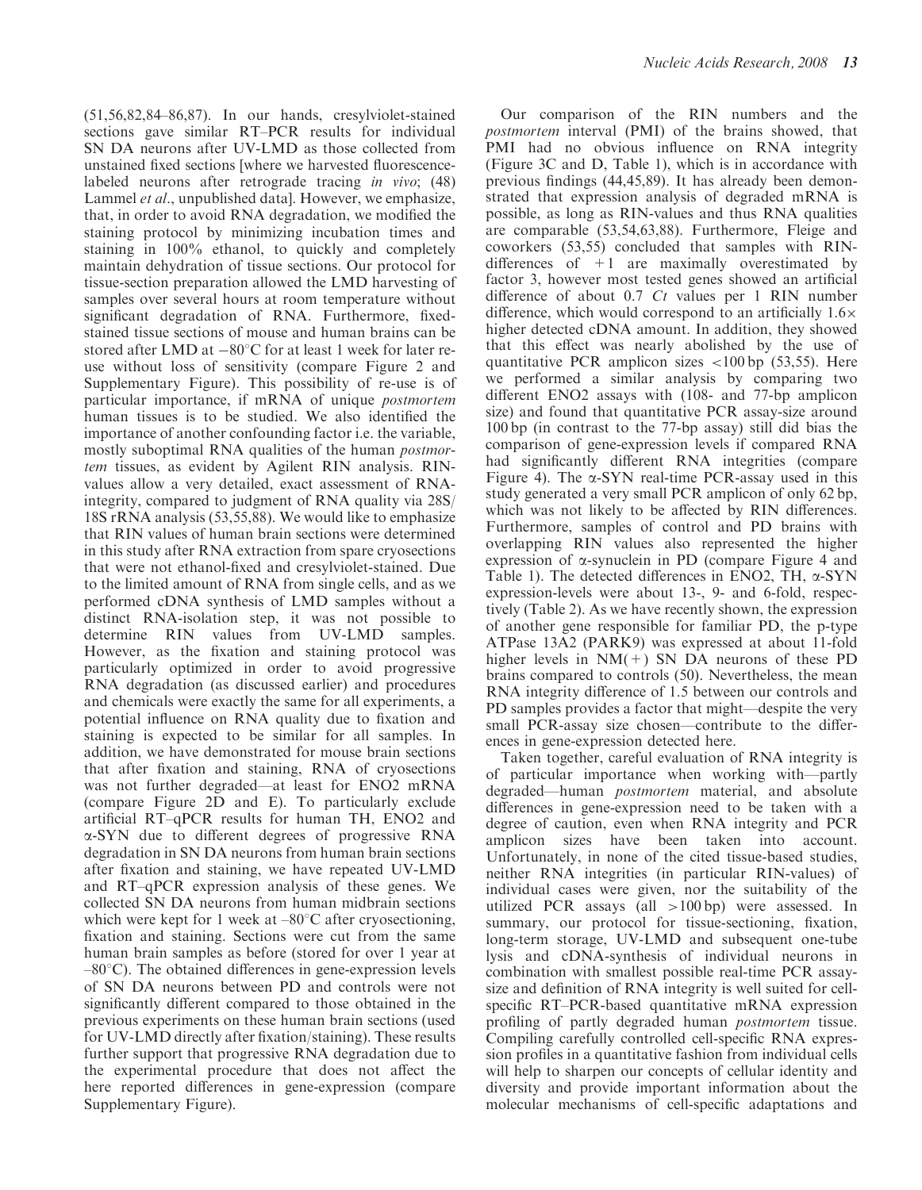(51,56,82,84–86,87). In our hands, cresylviolet-stained sections gave similar RT–PCR results for individual SN DA neurons after UV-LMD as those collected from unstained fixed sections [where we harvested fluorescence-labeled neurons after retrograde tracing *in vivo*; (48) Lammel *et al*., unpublished data]. However, we emphasize, that, in order to avoid RNA degradation, we modified the staining protocol by minimizing incubation times and staining in 100% ethanol, to quickly and completely maintain dehydration of tissue sections. Our protocol for tissue-section preparation allowed the LMD harvesting of samples over several hours at room temperature without significant degradation of RNA. Furthermore, fixed-stained tissue sections of mouse and human brains can be stored after LMD at $-80^{\circ}$C for at least 1 week for later re-use without loss of sensitivity (compare Figure 2 and Supplementary Figure). This possibility of re-use is of particular importance, if mRNA of unique *postmortem* human tissues is to be studied. We also identified the importance of another confounding factor i.e. the variable, mostly suboptimal RNA qualities of the human *postmortem* tissues, as evident by Agilent RIN analysis. RIN-values allow a very detailed, exact assessment of RNA-integrity, compared to judgment of RNA quality via 28S/18S rRNA analysis (53,55,88). We would like to emphasize that RIN values of human brain sections were determined in this study after RNA extraction from spare cryosections that were not ethanol-fixed and cresylviolet-stained. Due to the limited amount of RNA from single cells, and as we performed cDNA synthesis of LMD samples without a distinct RNA-isolation step, it was not possible to determine RIN values from UV-LMD samples. However, as the fixation and staining protocol was particularly optimized in order to avoid progressive RNA degradation (as discussed earlier) and procedures and chemicals were exactly the same for all experiments, a potential influence on RNA quality due to fixation and staining is expected to be similar for all samples. In addition, we have demonstrated for mouse brain sections that after fixation and staining, RNA of cryosections was not further degraded—at least for ENO2 mRNA (compare Figure 2D and E). To particularly exclude artificial RT–qPCR results for human TH, ENO2 and α-SYN due to different degrees of progressive RNA degradation in SN DA neurons from human brain sections after fixation and staining, we have repeated UV-LMD and RT–qPCR expression analysis of these genes. We collected SN DA neurons from human midbrain sections which were kept for 1 week at $-80^{\circ}$C after cryosectioning, fixation and staining. Sections were cut from the same human brain samples as before (stored for over 1 year at $-80^{\circ}$C). The obtained differences in gene-expression levels of SN DA neurons between PD and controls were not significantly different compared to those obtained in the previous experiments on these human brain sections (used for UV-LMD directly after fixation/staining). These results further support that progressive RNA degradation due to the experimental procedure that does not affect the here reported differences in gene-expression (compare Supplementary Figure).

Our comparison of the RIN numbers and the *postmortem* interval (PMI) of the brains showed, that PMI had no obvious influence on RNA integrity (Figure 3C and D, Table 1), which is in accordance with previous findings (44,45,89). It has already been demonstrated that expression analysis of degraded mRNA is possible, as long as RIN-values and thus RNA qualities are comparable (53,54,63,88). Furthermore, Fleige and coworkers (53,55) concluded that samples with RIN-differences of $+1$ are maximally overestimated by factor 3, however most tested genes showed an artificial difference of about 0.7 *Ct* values per 1 RIN number difference, which would correspond to an artificially 1.6× higher detected cDNA amount. In addition, they showed that this effect was nearly abolished by the use of quantitative PCR amplicon sizes <100 bp (53,55). Here we performed a similar analysis by comparing two different ENO2 assays with (108- and 77-bp amplicon size) and found that quantitative PCR assay-size around 100 bp (in contrast to the 77-bp assay) still did bias the comparison of gene-expression levels if compared RNA had significantly different RNA integrities (compare Figure 4). The α-SYN real-time PCR-assay used in this study generated a very small PCR amplicon of only 62 bp, which was not likely to be affected by RIN differences. Furthermore, samples of control and PD brains with overlapping RIN values also represented the higher expression of α-synuclein in PD (compare Figure 4 and Table 1). The detected differences in ENO2, TH, α-SYN expression-levels were about 13-, 9- and 6-fold, respectively (Table 2). As we have recently shown, the expression of another gene responsible for familiar PD, the p-type ATPase 13A2 (PARK9) was expressed at about 11-fold higher levels in NM(+) SN DA neurons of these PD brains compared to controls (50). Nevertheless, the mean RNA integrity difference of 1.5 between our controls and PD samples provides a factor that might—despite the very small PCR-assay size chosen—contribute to the differences in gene-expression detected here.

Taken together, careful evaluation of RNA integrity is of particular importance when working with—partly degraded—human *postmortem* material, and absolute differences in gene-expression need to be taken with a degree of caution, even when RNA integrity and PCR amplicon sizes have been taken into account. Unfortunately, in none of the cited tissue-based studies, neither RNA integrities (in particular RIN-values) of individual cases were given, nor the suitability of the utilized PCR assays (all >100 bp) were assessed. In summary, our protocol for tissue-sectioning, fixation, long-term storage, UV-LMD and subsequent one-tube lysis and cDNA-synthesis of individual neurons in combination with smallest possible real-time PCR assay-size and definition of RNA integrity is well suited for cell-specific RT–PCR-based quantitative mRNA expression profiling of partly degraded human *postmortem* tissue. Compiling carefully controlled cell-specific RNA expression profiles in a quantitative fashion from individual cells will help to sharpen our concepts of cellular identity and diversity and provide important information about the molecular mechanisms of cell-specific adaptations and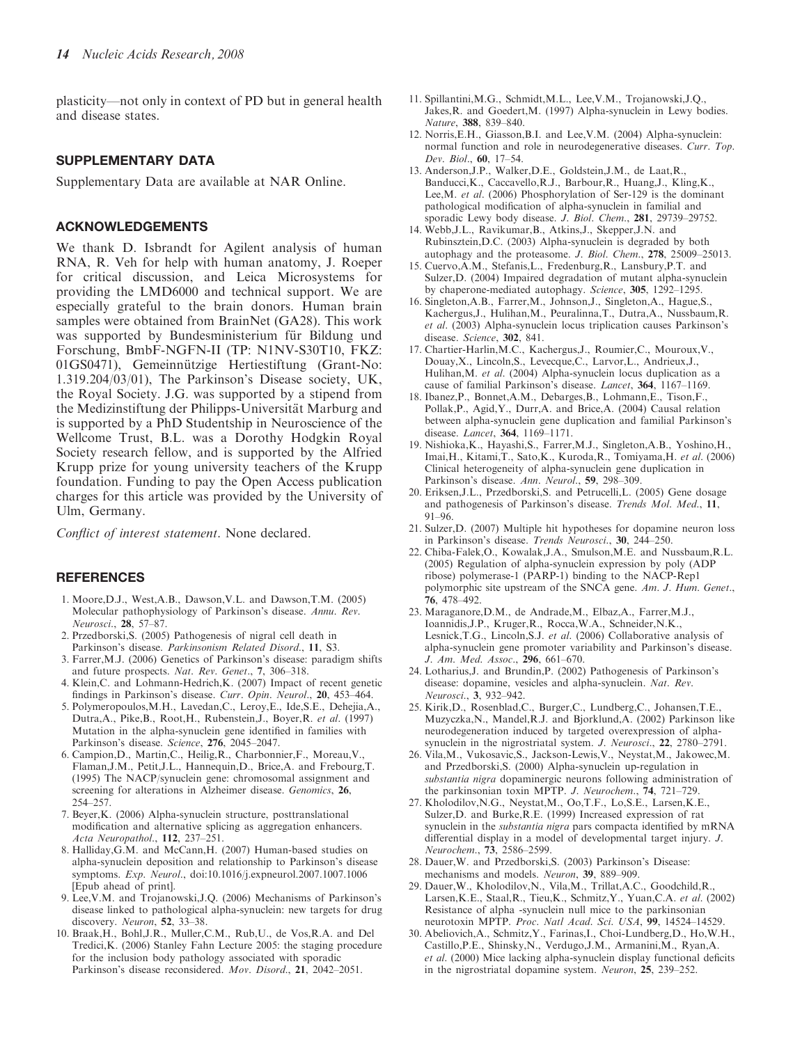plasticity—not only in context of PD but in general health and disease states.

## SUPPLEMENTARY DATA

Supplementary Data are available at NAR Online.

## ACKNOWLEDGEMENTS

We thank D. Isbrandt for Agilent analysis of human RNA, R. Veh for help with human anatomy, J. Roeper for critical discussion, and Leica Microsystems for providing the LMD6000 and technical support. We are especially grateful to the brain donors. Human brain samples were obtained from BrainNet (GA28). This work was supported by Bundesministerium für Bildung und Forschung, BmbF-NGFN-II (TP: N1NV-S30T10, FKZ: 01GS0471), Gemeinnützige Hertiestiftung (Grant-No: 1.319.204/03/01), The Parkinson's Disease society, UK, the Royal Society. J.G. was supported by a stipend from the Medizinstiftung der Philipps-Universität Marburg and is supported by a PhD Studentship in Neuroscience of the Wellcome Trust, B.L. was a Dorothy Hodgkin Royal Society research fellow, and is supported by the Alfried Krupp prize for young university teachers of the Krupp foundation. Funding to pay the Open Access publication charges for this article was provided by the University of Ulm, Germany.

*Conflict of interest statement*. None declared.

## REFERENCES

1. Moore,D.J., West,A.B., Dawson,V.L. and Dawson,T.M. (2005) Molecular pathophysiology of Parkinson's disease. *Annu. Rev. Neurosci.*, **28**, 57–87.
2. Przedborski,S. (2005) Pathogenesis of nigral cell death in Parkinson's disease. *Parkinsonism Related Disord.*, **11**, S3.
3. Farrer,M.J. (2006) Genetics of Parkinson's disease: paradigm shifts and future prospects. *Nat. Rev. Genet.*, **7**, 306–318.
4. Klein,C. and Lohmann-Hedrich,K. (2007) Impact of recent genetic findings in Parkinson's disease. *Curr. Opin. Neurol.*, **20**, 453–464.
5. Polymeropoulos,M.H., Lavedan,C., Leroy,E., Ide,S.E., Dehejia,A., Dutra,A., Pike,B., Root,H., Rubenstein,J., Boyer,R. *et al.* (1997) Mutation in the alpha-synuclein gene identified in families with Parkinson's disease. *Science*, **276**, 2045–2047.
6. Campion,D., Martin,C., Heilig,R., Charbonnier,F., Moreau,V., Flaman,J.M., Petit,J.L., Hannequin,D., Brice,A. and Frebourg,T. (1995) The NACP/synuclein gene: chromosomal assignment and screening for alterations in Alzheimer disease. *Genomics*, **26**, 254–257.
7. Beyer,K. (2006) Alpha-synuclein structure, posttranslational modification and alternative splicing as aggregation enhancers. *Acta Neuropathol.*, **112**, 237–251.
8. Halliday,G.M. and McCann,H. (2007) Human-based studies on alpha-synuclein deposition and relationship to Parkinson's disease symptoms. *Exp. Neurol.*, doi:10.1016/j.expneurol.2007.1007.1006 [Epub ahead of print].
9. Lee,V.M. and Trojanowski,J.Q. (2006) Mechanisms of Parkinson's disease linked to pathological alpha-synuclein: new targets for drug discovery. *Neuron*, **52**, 33–38.
10. Braak,H., Bohl,J.R., Muller,C.M., Rub,U., de Vos,R.A. and Del Tredici,K. (2006) Stanley Fahn Lecture 2005: the staging procedure for the inclusion body pathology associated with sporadic Parkinson's disease reconsidered. *Mov. Disord.*, **21**, 2042–2051.
11. Spillantini,M.G., Schmidt,M.L., Lee,V.M., Trojanowski,J.Q., Jakes,R. and Goedert,M. (1997) Alpha-synuclein in Lewy bodies. *Nature*, **388**, 839–840.
12. Norris,E.H., Giasson,B.I. and Lee,V.M. (2004) Alpha-synuclein: normal function and role in neurodegenerative diseases. *Curr. Top. Dev. Biol.*, **60**, 17–54.
13. Anderson,J.P., Walker,D.E., Goldstein,J.M., de Laat,R., Banducci,K., Caccavello,R.J., Barbour,R., Huang,J., Kling,K., Lee,M. *et al.* (2006) Phosphorylation of Ser-129 is the dominant pathological modification of alpha-synuclein in familial and sporadic Lewy body disease. *J. Biol. Chem.*, **281**, 29739–29752.
14. Webb,J.L., Ravikumar,B., Atkins,J., Skepper,J.N. and Rubinsztein,D.C. (2003) Alpha-synuclein is degraded by both autophagy and the proteasome. *J. Biol. Chem.*, **278**, 25009–25013.
15. Cuervo,A.M., Stefanis,L., Fredenburg,R., Lansbury,P.T. and Sulzer,D. (2004) Impaired degradation of mutant alpha-synuclein by chaperone-mediated autophagy. *Science*, **305**, 1292–1295.
16. Singleton,A.B., Farrer,M., Johnson,J., Singleton,A., Hague,S., Kachergus,J., Hulihan,M., Peuralinna,T., Dutra,A., Nussbaum,R. *et al.* (2003) Alpha-synuclein locus triplication causes Parkinson's disease. *Science*, **302**, 841.
17. Chartier-Harlin,M.C., Kachergus,J., Roumier,C., Mouroux,V., Douay,X., Lincoln,S., Levecque,C., Larvor,L., Andrieux,J., Hulihan,M. *et al.* (2004) Alpha-synuclein locus duplication as a cause of familial Parkinson's disease. *Lancet*, **364**, 1167–1169.
18. Ibanez,P., Bonnet,A.M., Debarges,B., Lohmann,E., Tison,F., Pollak,P., Agid,Y., Durr,A. and Brice,A. (2004) Causal relation between alpha-synuclein gene duplication and familial Parkinson's disease. *Lancet*, **364**, 1169–1171.
19. Nishioka,K., Hayashi,S., Farrer,M.J., Singleton,A.B., Yoshino,H., Imai,H., Kitami,T., Sato,K., Kuroda,R., Tomiyama,H. *et al.* (2006) Clinical heterogeneity of alpha-synuclein gene duplication in Parkinson's disease. *Ann. Neurol.*, **59**, 298–309.
20. Eriksen,J.L., Przedborski,S. and Petrucelli,L. (2005) Gene dosage and pathogenesis of Parkinson's disease. *Trends Mol. Med.*, **11**, 91–96.
21. Sulzer,D. (2007) Multiple hit hypotheses for dopamine neuron loss in Parkinson's disease. *Trends Neurosci.*, **30**, 244–250.
22. Chiba-Falek,O., Kowalak,J.A., Smulson,M.E. and Nussbaum,R.L. (2005) Regulation of alpha-synuclein expression by poly (ADP ribose) polymerase-1 (PARP-1) binding to the NACP-Rep1 polymorphic site upstream of the SNCA gene. *Am. J. Hum. Genet.*, **76**, 478–492.
23. Maraganore,D.M., de Andrade,M., Elbaz,A., Farrer,M.J., Ioannidis,J.P., Kruger,R., Rocca,W.A., Schneider,N.K., Lesnick,T.G., Lincoln,S.J. *et al.* (2006) Collaborative analysis of alpha-synuclein gene promoter variability and Parkinson's disease. *J. Am. Med. Assoc.*, **296**, 661–670.
24. Lotharius,J. and Brundin,P. (2002) Pathogenesis of Parkinson's disease: dopamine, vesicles and alpha-synuclein. *Nat. Rev. Neurosci.*, **3**, 932–942.
25. Kirik,D., Rosenblad,C., Burger,C., Lundberg,C., Johansen,T.E., Muzyczka,N., Mandel,R.J. and Bjorklund,A. (2002) Parkinson like neurodegeneration induced by targeted overexpression of alpha-synuclein in the nigrostriatal system. *J. Neurosci.*, **22**, 2780–2791.
26. Vila,M., Vukosavic,S., Jackson-Lewis,V., Neystat,M., Jakowec,M. and Przedborski,S. (2000) Alpha-synuclein up-regulation in *substantia nigra* dopaminergic neurons following administration of the parkinsonian toxin MPTP. *J. Neurochem.*, **74**, 721–729.
27. Kholodilov,N.G., Neystat,M., Oo,T.F., Lo,S.E., Larsen,K.E., Sulzer,D. and Burke,R.E. (1999) Increased expression of rat synuclein in the *substantia nigra* pars compacta identified by mRNA differential display in a model of developmental target injury. *J. Neurochem.*, **73**, 2586–2599.
28. Dauer,W. and Przedborski,S. (2003) Parkinson's Disease: mechanisms and models. *Neuron*, **39**, 889–909.
29. Dauer,W., Kholodilov,N., Vila,M., Trillat,A.C., Goodchild,R., Larsen,K.E., Staal,R., Tieu,K., Schmitz,Y., Yuan,C.A. *et al.* (2002) Resistance of alpha -synuclein null mice to the parkinsonian neurotoxin MPTP. *Proc. Natl Acad. Sci. USA*, **99**, 14524–14529.
30. Abeliovich,A., Schmitz,Y., Farinas,I., Choi-Lundberg,D., Ho,W.H., Castillo,P.E., Shinsky,N., Verdugo,J.M., Armanini,M., Ryan,A. *et al.* (2000) Mice lacking alpha-synuclein display functional deficits in the nigrostriatal dopamine system. *Neuron*, **25**, 239–252.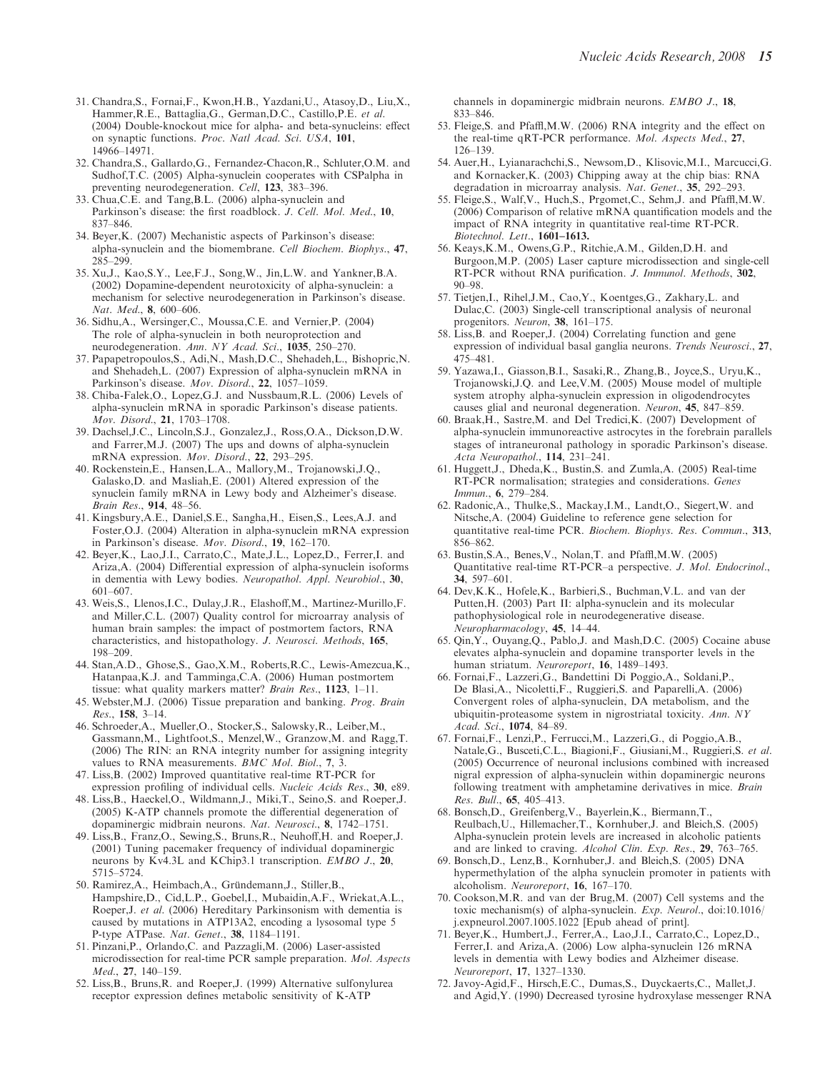31. Chandra,S., Fornai,F., Kwon,H.B., Yazdani,U., Atasoy,D., Liu,X., Hammer,R.E., Battaglia,G., German,D.C., Castillo,P.E. *et al.* (2004) Double-knockout mice for alpha- and beta-synucleins: effect on synaptic functions. *Proc. Natl Acad. Sci. USA*, **101**, 14966–14971.
32. Chandra,S., Gallardo,G., Fernandez-Chacon,R., Schluter,O.M. and Sudhof,T.C. (2005) Alpha-synuclein cooperates with CSPalpha in preventing neurodegeneration. *Cell*, **123**, 383–396.
33. Chua,C.E. and Tang,B.L. (2006) alpha-synuclein and Parkinson's disease: the first roadblock. *J. Cell. Mol. Med.*, **10**, 837–846.
34. Beyer,K. (2007) Mechanistic aspects of Parkinson's disease: alpha-synuclein and the biomembrane. *Cell Biochem. Biophys.*, **47**, 285–299.
35. Xu,J., Kao,S.Y., Lee,F.J., Song,W., Jin,L.W. and Yankner,B.A. (2002) Dopamine-dependent neurotoxicity of alpha-synuclein: a mechanism for selective neurodegeneration in Parkinson's disease. *Nat. Med.*, **8**, 600–606.
36. Sidhu,A., Wersinger,C., Moussa,C.E. and Vernier,P. (2004) The role of alpha-synuclein in both neuroprotection and neurodegeneration. *Ann. NY Acad. Sci.*, **1035**, 250–270.
37. Papapetropoulos,S., Adi,N., Mash,D.C., Shehadeh,L., Bishopric,N. and Shehadeh,L. (2007) Expression of alpha-synuclein mRNA in Parkinson's disease. *Mov. Disord.*, **22**, 1057–1059.
38. Chiba-Falek,O., Lopez,G.J. and Nussbaum,R.L. (2006) Levels of alpha-synuclein mRNA in sporadic Parkinson's disease patients. *Mov. Disord.*, **21**, 1703–1708.
39. Dachsel,J.C., Lincoln,S.J., Gonzalez,J., Ross,O.A., Dickson,D.W. and Farrer,M.J. (2007) The ups and downs of alpha-synuclein mRNA expression. *Mov. Disord.*, **22**, 293–295.
40. Rockenstein,E., Hansen,L.A., Mallory,M., Trojanowski,J.Q., Galasko,D. and Masliah,E. (2001) Altered expression of the synuclein family mRNA in Lewy body and Alzheimer's disease. *Brain Res.*, **914**, 48–56.
41. Kingsbury,A.E., Daniel,S.E., Sangha,H., Eisen,S., Lees,A.J. and Foster,O.J. (2004) Alteration in alpha-synuclein mRNA expression in Parkinson's disease. *Mov. Disord.*, **19**, 162–170.
42. Beyer,K., Lao,J.I., Carrato,C., Mate,J.L., Lopez,D., Ferrer,I. and Ariza,A. (2004) Differential expression of alpha-synuclein isoforms in dementia with Lewy bodies. *Neuropathol. Appl. Neurobiol.*, **30**, 601–607.
43. Weis,S., Llenos,I.C., Dulay,J.R., Elashoff,M., Martinez-Murillo,F. and Miller,C.L. (2007) Quality control for microarray analysis of human brain samples: the impact of postmortem factors, RNA characteristics, and histopathology. *J. Neurosci. Methods*, **165**, 198–209.
44. Stan,A.D., Ghose,S., Gao,X.M., Roberts,R.C., Lewis-Amezcua,K., Hatanpaa,K.J. and Tamminga,C.A. (2006) Human postmortem tissue: what quality markers matter? *Brain Res.*, **1123**, 1–11.
45. Webster,M.J. (2006) Tissue preparation and banking. *Prog. Brain Res.*, **158**, 3–14.
46. Schroeder,A., Mueller,O., Stocker,S., Salowsky,R., Leiber,M., Gassmann,M., Lightfoot,S., Menzel,W., Granzow,M. and Ragg,T. (2006) The RIN: an RNA integrity number for assigning integrity values to RNA measurements. *BMC Mol. Biol.*, **7**, 3.
47. Liss,B. (2002) Improved quantitative real-time RT-PCR for expression profiling of individual cells. *Nucleic Acids Res.*, **30**, e89.
48. Liss,B., Haeckel,O., Wildmann,J., Miki,T., Seino,S. and Roeper,J. (2005) K-ATP channels promote the differential degeneration of dopaminergic midbrain neurons. *Nat. Neurosci.*, **8**, 1742–1751.
49. Liss,B., Franz,O., Sewing,S., Bruns,R., Neuhoff,H. and Roeper,J. (2001) Tuning pacemaker frequency of individual dopaminergic neurons by Kv4.3L and KChip3.1 transcription. *EMBO J.*, **20**, 5715–5724.
50. Ramirez,A., Heimbach,A., Gründemann,J., Stiller,B., Hampshire,D., Cid,L.P., Goebel,I., Mubaidin,A.F., Wriekat,A.L., Roeper,J. *et al.* (2006) Hereditary Parkinsonism with dementia is caused by mutations in ATP13A2, encoding a lysosomal type 5 P-type ATPase. *Nat. Genet.*, **38**, 1184–1191.
51. Pinzani,P., Orlando,C. and Pazzagli,M. (2006) Laser-assisted microdissection for real-time PCR sample preparation. *Mol. Aspects Med.*, **27**, 140–159.
52. Liss,B., Bruns,R. and Roeper,J. (1999) Alternative sulfonylurea receptor expression defines metabolic sensitivity of K-ATP channels in dopaminergic midbrain neurons. *EMBO J.*, **18**, 833–846.
53. Fleige,S. and Pfaffl,M.W. (2006) RNA integrity and the effect on the real-time qRT-PCR performance. *Mol. Aspects Med.*, **27**, 126–139.
54. Auer,H., Lyianarachchi,S., Newsom,D., Klisovic,M.I., Marcucci,G. and Kornacker,K. (2003) Chipping away at the chip bias: RNA degradation in microarray analysis. *Nat. Genet.*, **35**, 292–293.
55. Fleige,S., Walf,V., Huch,S., Prgomet,C., Sehm,J. and Pfaffl,M.W. (2006) Comparison of relative mRNA quantification models and the impact of RNA integrity in quantitative real-time RT-PCR. *Biotechnol. Lett.*, **1601–1613.**
56. Keays,K.M., Owens,G.P., Ritchie,A.M., Gilden,D.H. and Burgoon,M.P. (2005) Laser capture microdissection and single-cell RT-PCR without RNA purification. *J. Immunol. Methods*, **302**, 90–98.
57. Tietjen,I., Rihel,J.M., Cao,Y., Koentges,G., Zakhary,L. and Dulac,C. (2003) Single-cell transcriptional analysis of neuronal progenitors. *Neuron*, **38**, 161–175.
58. Liss,B. and Roeper,J. (2004) Correlating function and gene expression of individual basal ganglia neurons. *Trends Neurosci.*, **27**, 475–481.
59. Yazawa,I., Giasson,B.I., Sasaki,R., Zhang,B., Joyce,S., Uryu,K., Trojanowski,J.Q. and Lee,V.M. (2005) Mouse model of multiple system atrophy alpha-synuclein expression in oligodendrocytes causes glial and neuronal degeneration. *Neuron*, **45**, 847–859.
60. Braak,H., Sastre,M. and Del Tredici,K. (2007) Development of alpha-synuclein immunoreactive astrocytes in the forebrain parallels stages of intraneuronal pathology in sporadic Parkinson's disease. *Acta Neuropathol.*, **114**, 231–241.
61. Huggett,J., Dheda,K., Bustin,S. and Zumla,A. (2005) Real-time RT-PCR normalisation; strategies and considerations. *Genes Immun.*, **6**, 279–284.
62. Radonic,A., Thulke,S., Mackay,I.M., Landt,O., Siegert,W. and Nitsche,A. (2004) Guideline to reference gene selection for quantitative real-time PCR. *Biochem. Biophys. Res. Commun.*, **313**, 856–862.
63. Bustin,S.A., Benes,V., Nolan,T. and Pfaffl,M.W. (2005) Quantitative real-time RT-PCR–a perspective. *J. Mol. Endocrinol.*, **34**, 597–601.
64. Dev,K.K., Hofele,K., Barbieri,S., Buchman,V.L. and van der Putten,H. (2003) Part II: alpha-synuclein and its molecular pathophysiological role in neurodegenerative disease. *Neuropharmacology*, **45**, 14–44.
65. Qin,Y., Ouyang,Q., Pablo,J. and Mash,D.C. (2005) Cocaine abuse elevates alpha-synuclein and dopamine transporter levels in the human striatum. *Neuroreport*, **16**, 1489–1493.
66. Fornai,F., Lazzeri,G., Bandettini Di Poggio,A., Soldani,P., De Blasi,A., Nicoletti,F., Ruggieri,S. and Paparelli,A. (2006) Convergent roles of alpha-synuclein, DA metabolism, and the ubiquitin-proteasome system in nigrostriatal toxicity. *Ann. NY Acad. Sci.*, **1074**, 84–89.
67. Fornai,F., Lenzi,P., Ferrucci,M., Lazzeri,G., di Poggio,A.B., Natale,G., Busceti,C.L., Biagioni,F., Giusiani,M., Ruggieri,S. *et al.* (2005) Occurrence of neuronal inclusions combined with increased nigral expression of alpha-synuclein within dopaminergic neurons following treatment with amphetamine derivatives in mice. *Brain Res. Bull.*, **65**, 405–413.
68. Bonsch,D., Greifenberg,V., Bayerlein,K., Biermann,T., Reulbach,U., Hillemacher,T., Kornhuber,J. and Bleich,S. (2005) Alpha-synuclein protein levels are increased in alcoholic patients and are linked to craving. *Alcohol Clin. Exp. Res.*, **29**, 763–765.
69. Bonsch,D., Lenz,B., Kornhuber,J. and Bleich,S. (2005) DNA hypermethylation of the alpha synuclein promoter in patients with alcoholism. *Neuroreport*, **16**, 167–170.
70. Cookson,M.R. and van der Brug,M. (2007) Cell systems and the toxic mechanism(s) of alpha-synuclein. *Exp. Neurol.*, doi:10.1016/j.expneurol.2007.1005.1022 [Epub ahead of print].
71. Beyer,K., Humbert,J., Ferrer,A., Lao,J.I., Carrato,C., Lopez,D., Ferrer,I. and Ariza,A. (2006) Low alpha-synuclein 126 mRNA levels in dementia with Lewy bodies and Alzheimer disease. *Neuroreport*, **17**, 1327–1330.
72. Javoy-Agid,F., Hirsch,E.C., Dumas,S., Duyckaerts,C., Mallet,J. and Agid,Y. (1990) Decreased tyrosine hydroxylase messenger RNA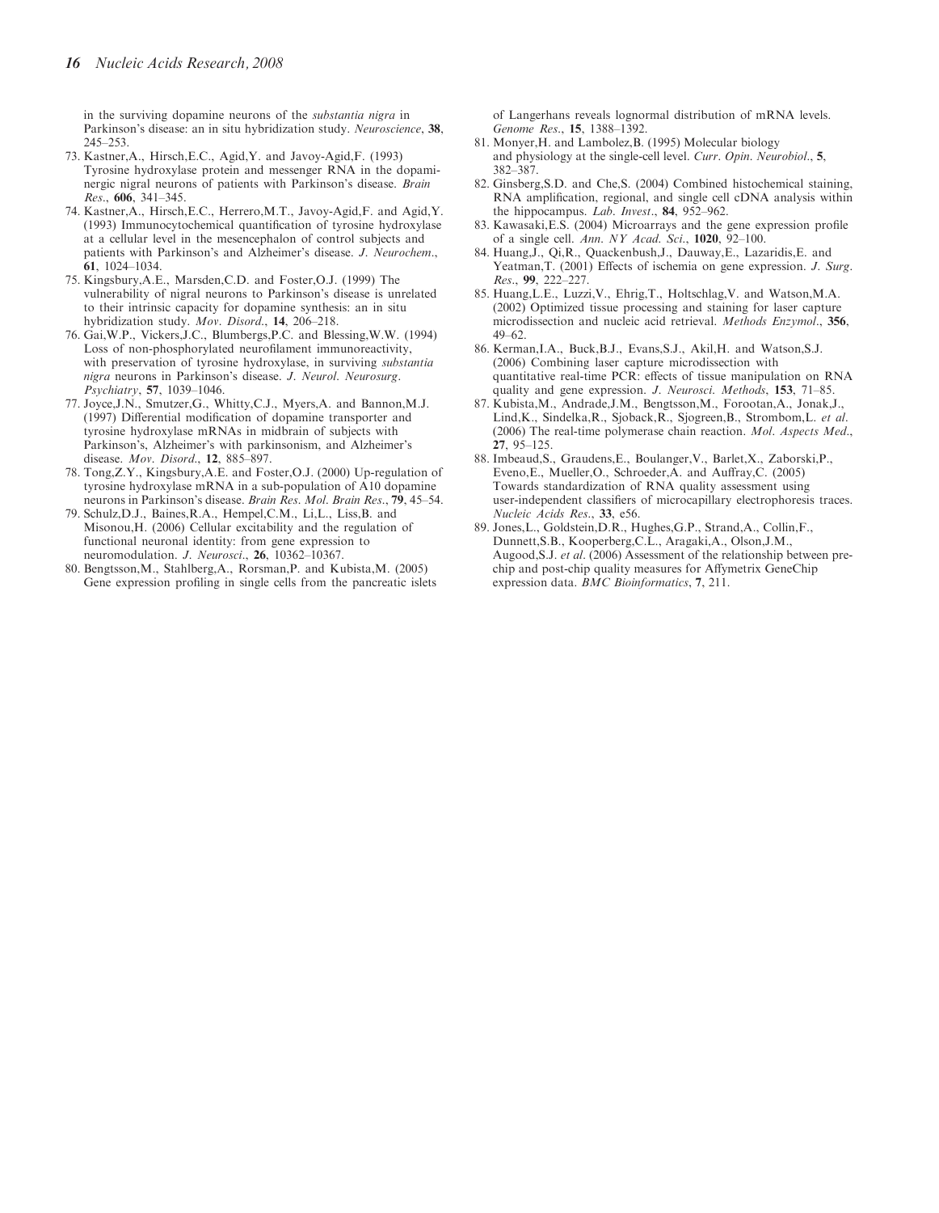in the surviving dopamine neurons of the *substantia nigra* in Parkinson's disease: an in situ hybridization study. *Neuroscience*, **38**, 245–253.

73. Kastner,A., Hirsch,E.C., Agid,Y. and Javoy-Agid,F. (1993) Tyrosine hydroxylase protein and messenger RNA in the dopaminergic nigral neurons of patients with Parkinson's disease. *Brain Res*., **606**, 341–345.
74. Kastner,A., Hirsch,E.C., Herrero,M.T., Javoy-Agid,F. and Agid,Y. (1993) Immunocytochemical quantification of tyrosine hydroxylase at a cellular level in the mesencephalon of control subjects and patients with Parkinson's and Alzheimer's disease. *J. Neurochem*., **61**, 1024–1034.
75. Kingsbury,A.E., Marsden,C.D. and Foster,O.J. (1999) The vulnerability of nigral neurons to Parkinson's disease is unrelated to their intrinsic capacity for dopamine synthesis: an in situ hybridization study. *Mov. Disord*., **14**, 206–218.
76. Gai,W.P., Vickers,J.C., Blumbergs,P.C. and Blessing,W.W. (1994) Loss of non-phosphorylated neurofilament immunoreactivity, with preservation of tyrosine hydroxylase, in surviving *substantia nigra* neurons in Parkinson's disease. *J. Neurol. Neurosurg. Psychiatry*, **57**, 1039–1046.
77. Joyce,J.N., Smutzer,G., Whitty,C.J., Myers,A. and Bannon,M.J. (1997) Differential modification of dopamine transporter and tyrosine hydroxylase mRNAs in midbrain of subjects with Parkinson's, Alzheimer's with parkinsonism, and Alzheimer's disease. *Mov. Disord*., **12**, 885–897.
78. Tong,Z.Y., Kingsbury,A.E. and Foster,O.J. (2000) Up-regulation of tyrosine hydroxylase mRNA in a sub-population of A10 dopamine neurons in Parkinson's disease. *Brain Res. Mol. Brain Res*., **79**, 45–54.
79. Schulz,D.J., Baines,R.A., Hempel,C.M., Li,L., Liss,B. and Misonou,H. (2006) Cellular excitability and the regulation of functional neuronal identity: from gene expression to neuromodulation. *J. Neurosci*., **26**, 10362–10367.
80. Bengtsson,M., Stahlberg,A., Rorsman,P. and Kubista,M. (2005) Gene expression profiling in single cells from the pancreatic islets of Langerhans reveals lognormal distribution of mRNA levels. *Genome Res*., **15**, 1388–1392.
81. Monyer,H. and Lambolez,B. (1995) Molecular biology and physiology at the single-cell level. *Curr. Opin. Neurobiol*., **5**, 382–387.
82. Ginsberg,S.D. and Che,S. (2004) Combined histochemical staining, RNA amplification, regional, and single cell cDNA analysis within the hippocampus. *Lab. Invest*., **84**, 952–962.
83. Kawasaki,E.S. (2004) Microarrays and the gene expression profile of a single cell. *Ann. NY Acad. Sci*., **1020**, 92–100.
84. Huang,J., Qi,R., Quackenbush,J., Dauway,E., Lazaridis,E. and Yeatman,T. (2001) Effects of ischemia on gene expression. *J. Surg. Res*., **99**, 222–227.
85. Huang,L.E., Luzzi,V., Ehrig,T., Holtschlag,V. and Watson,M.A. (2002) Optimized tissue processing and staining for laser capture microdissection and nucleic acid retrieval. *Methods Enzymol*., **356**, 49–62.
86. Kerman,I.A., Buck,B.J., Evans,S.J., Akil,H. and Watson,S.J. (2006) Combining laser capture microdissection with quantitative real-time PCR: effects of tissue manipulation on RNA quality and gene expression. *J. Neurosci. Methods*, **153**, 71–85.
87. Kubista,M., Andrade,J.M., Bengtsson,M., Forootan,A., Jonak,J., Lind,K., Sindelka,R., Sjoback,R., Sjogreen,B., Strombom,L. *et al*. (2006) The real-time polymerase chain reaction. *Mol. Aspects Med*., **27**, 95–125.
88. Imbeaud,S., Graudens,E., Boulanger,V., Barlet,X., Zaborski,P., Eveno,E., Mueller,O., Schroeder,A. and Auffray,C. (2005) Towards standardization of RNA quality assessment using user-independent classifiers of microcapillary electrophoresis traces. *Nucleic Acids Res*., **33**, e56.
89. Jones,L., Goldstein,D.R., Hughes,G.P., Strand,A., Collin,F., Dunnett,S.B., Kooperberg,C.L., Aragaki,A., Olson,J.M., Augood,S.J. *et al*. (2006) Assessment of the relationship between pre-chip and post-chip quality measures for Affymetrix GeneChip expression data. *BMC Bioinformatics*, **7**, 211.